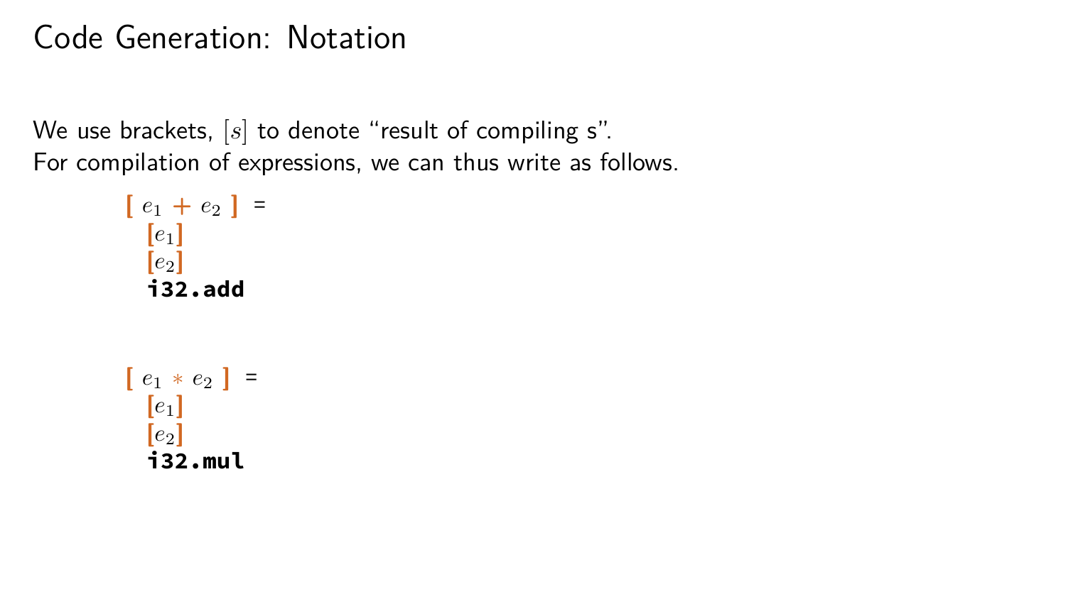# Code Generation: Notation

We use brackets, $[s]$ to denote "result of compiling s".
For compilation of expressions, we can thus write as follows.

$[\, e_1 + e_2 \,]$ =
  $[e_1]$
  $[e_2]$
  **i32.add**

$[\, e_1 * e_2 \,]$ =
  $[e_1]$
  $[e_2]$
  **i32.mul**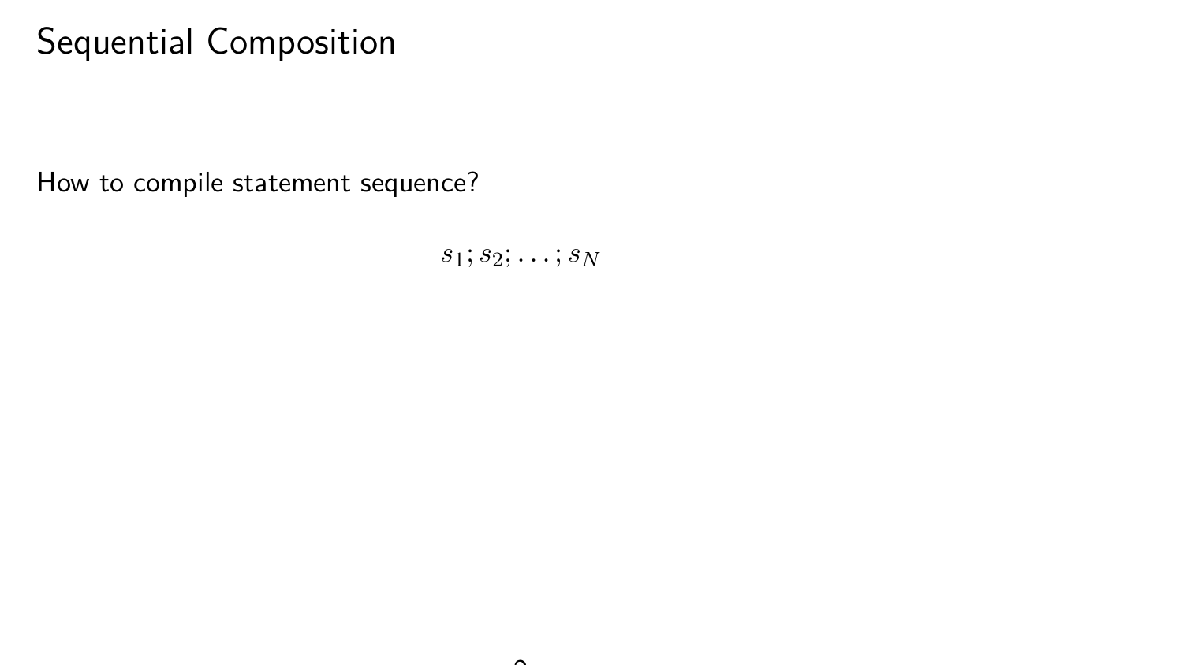# Sequential Composition

How to compile statement sequence?

$$s_1; s_2; \ldots; s_N$$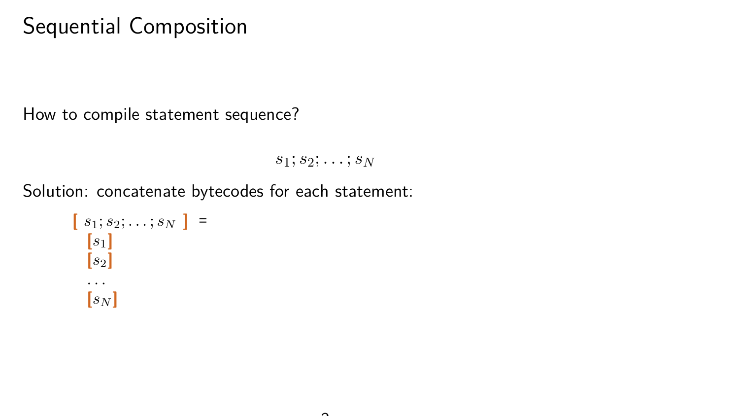# Sequential Composition

How to compile statement sequence?

$$s_1; s_2; \ldots; s_N$$

Solution: concatenate bytecodes for each statement:

$$
\begin{aligned}
&[\![\; s_1; s_2; \ldots; s_N \;]\!] = \\
&\quad [\![ s_1 ]\!] \\
&\quad [\![ s_2 ]\!] \\
&\quad \ldots \\
&\quad [\![ s_N ]\!]
\end{aligned}
$$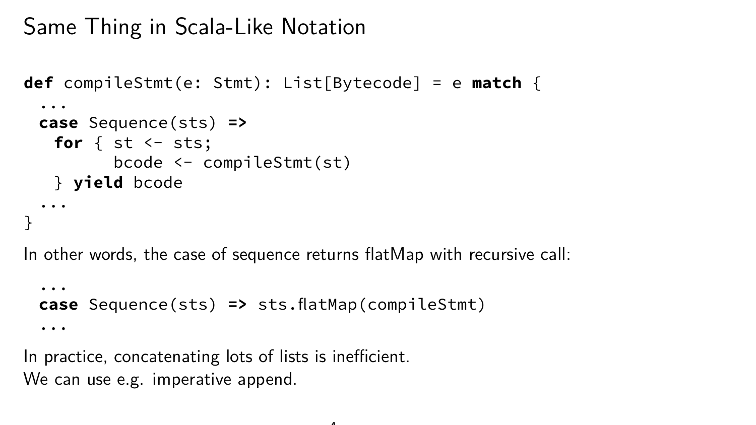# Same Thing in Scala-Like Notation

```
def compileStmt(e: Stmt): List[Bytecode] = e match {
  ...
  case Sequence(sts) =>
    for { st <- sts;
          bcode <- compileStmt(st)
    } yield bcode
  ...
}
```

In other words, the case of sequence returns flatMap with recursive call:

```
  ...
  case Sequence(sts) => sts.flatMap(compileStmt)
  ...
```

In practice, concatenating lots of lists is inefficient.
We can use e.g. imperative append.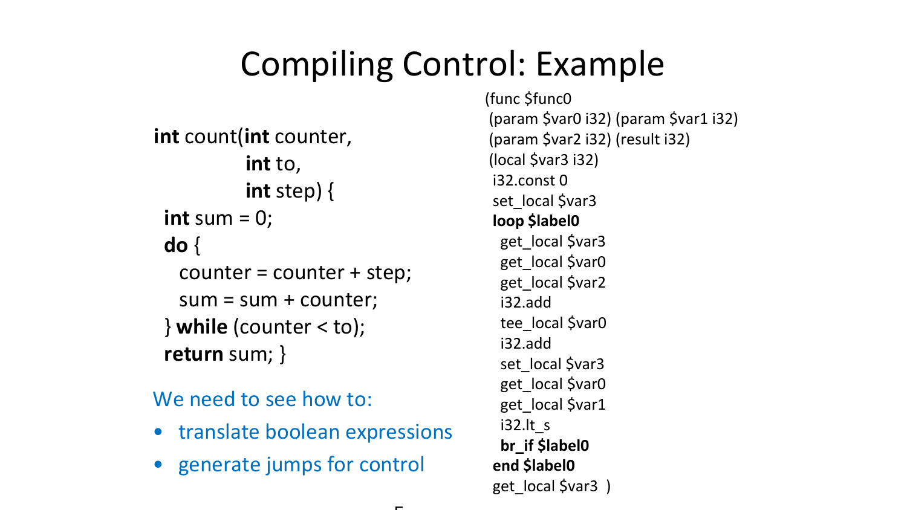# Compiling Control: Example

```c
int count(int counter,
          int to,
          int step) {
  int sum = 0;
  do {
    counter = counter + step;
    sum = sum + counter;
  } while (counter < to);
  return sum; }
```

We need to see how to:

- translate boolean expressions
- generate jumps for control

```wasm
(func $func0
 (param $var0 i32) (param $var1 i32)
 (param $var2 i32) (result i32)
 (local $var3 i32)
  i32.const 0
  set_local $var3
  loop $label0
    get_local $var3
    get_local $var0
    get_local $var2
    i32.add
    tee_local $var0
    i32.add
    set_local $var3
    get_local $var0
    get_local $var1
    i32.lt_s
    br_if $label0
  end $label0
  get_local $var3  )
```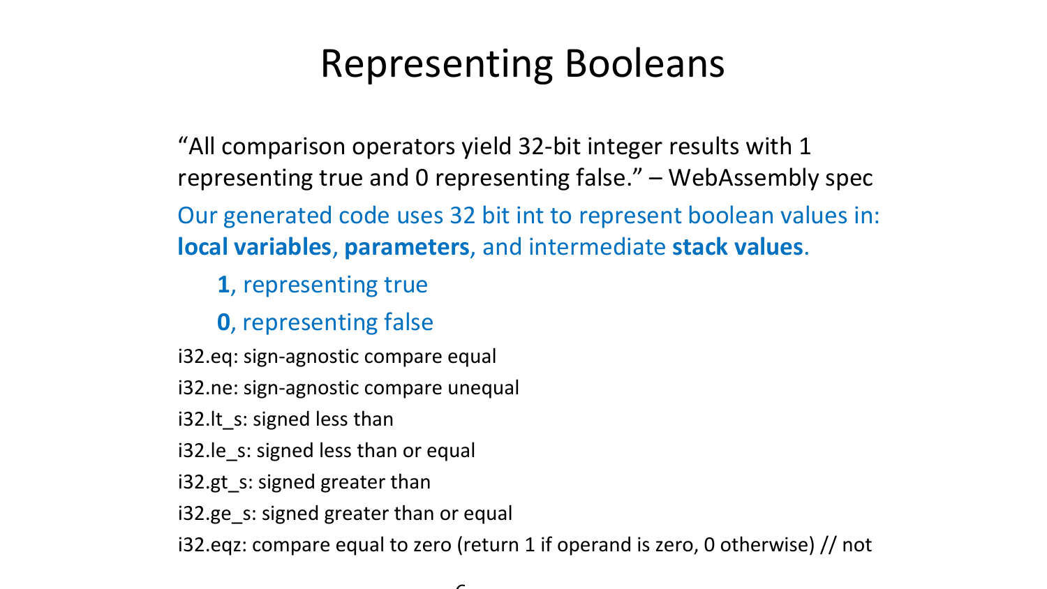# Representing Booleans

"All comparison operators yield 32-bit integer results with 1 representing true and 0 representing false." – WebAssembly spec

Our generated code uses 32 bit int to represent boolean values in: **local variables**, **parameters**, and intermediate **stack values**.

- **1**, representing true
- **0**, representing false

i32.eq: sign-agnostic compare equal

i32.ne: sign-agnostic compare unequal

i32.lt_s: signed less than

i32.le_s: signed less than or equal

i32.gt_s: signed greater than

i32.ge_s: signed greater than or equal

i32.eqz: compare equal to zero (return 1 if operand is zero, 0 otherwise) // not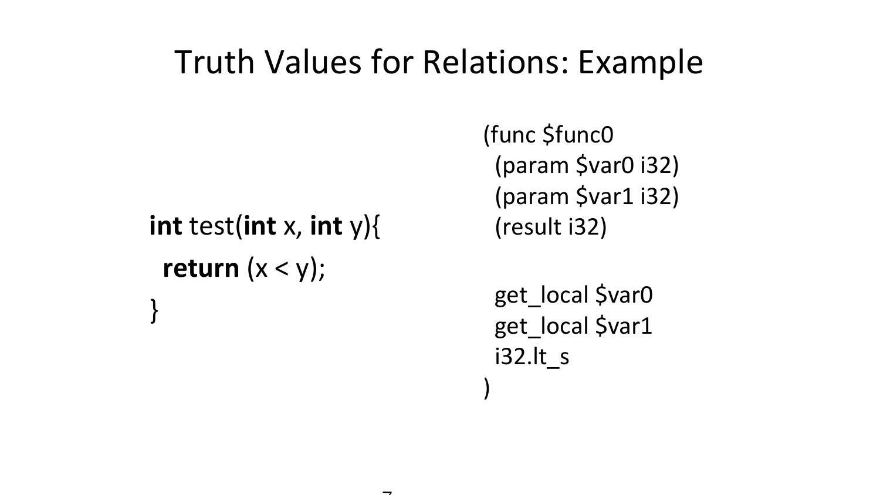# Truth Values for Relations: Example

```
int test(int x, int y){
  return (x < y);
}
```

```
(func $func0
  (param $var0 i32)
  (param $var1 i32)
  (result i32)

  get_local $var0
  get_local $var1
  i32.lt_s
)
```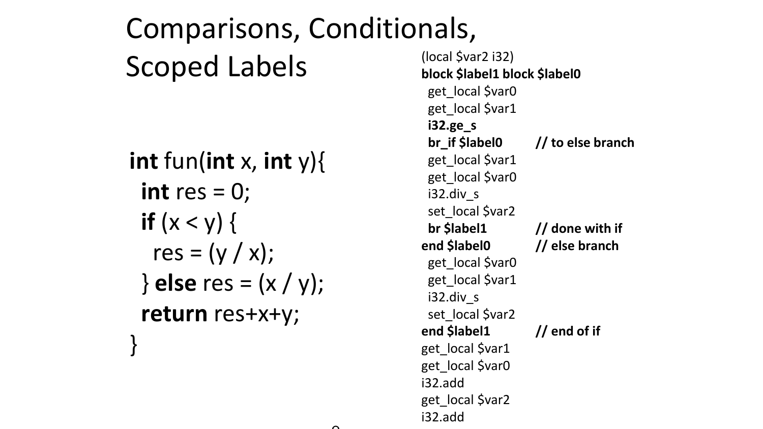# Comparisons, Conditionals, Scoped Labels

```c
int fun(int x, int y){
  int res = 0;
  if (x < y) {
    res = (y / x);
  } else res = (x / y);
  return res+x+y;
}
```

```
(local $var2 i32)
block $label1 block $label0
  get_local $var0
  get_local $var1
  i32.ge_s
  br_if $label0        // to else branch
  get_local $var1
  get_local $var0
  i32.div_s
  set_local $var2
  br $label1           // done with if
end $label0            // else branch
  get_local $var0
  get_local $var1
  i32.div_s
  set_local $var2
end $label1            // end of if
get_local $var1
get_local $var0
i32.add
get_local $var2
i32.add
```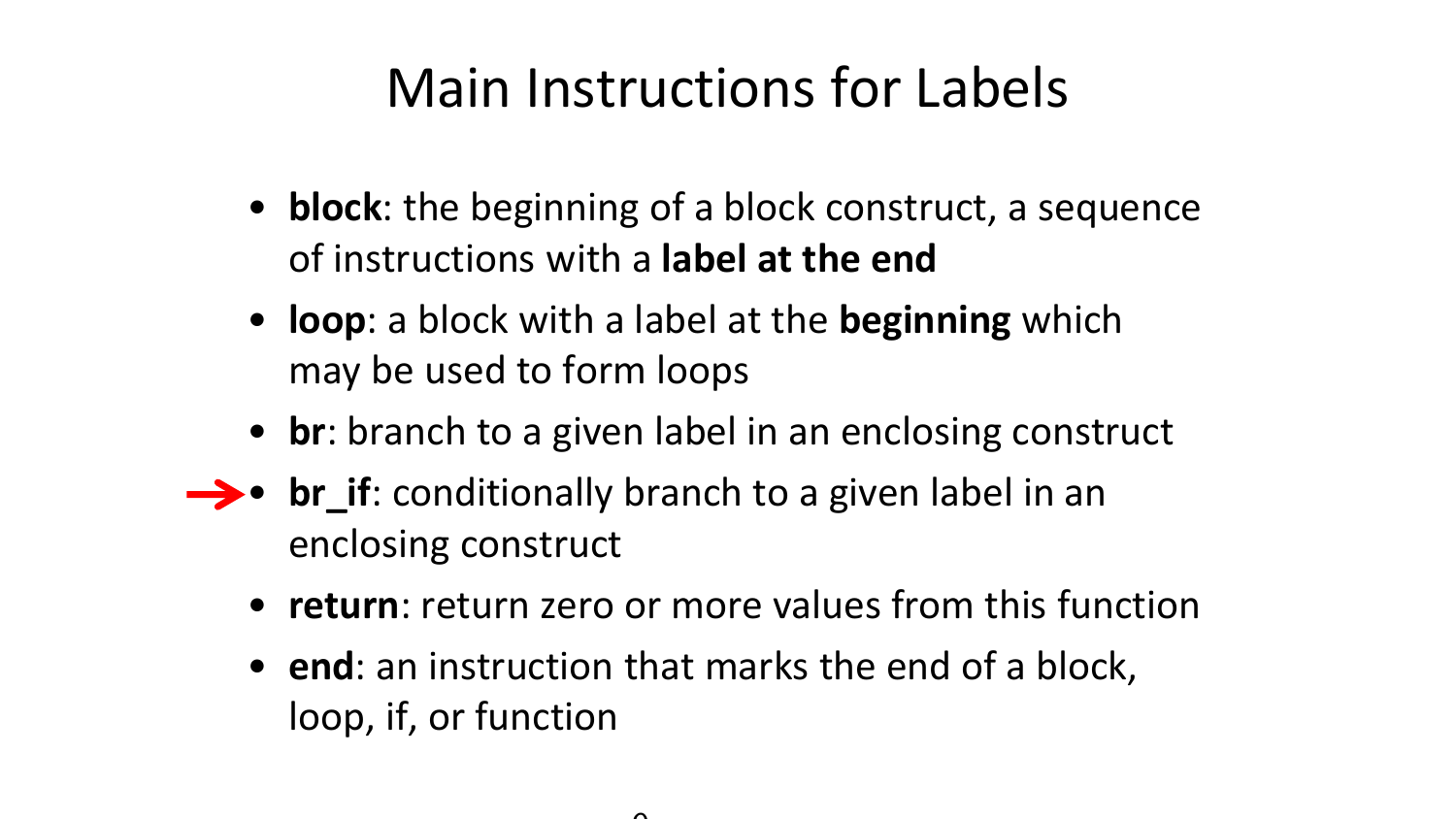# Main Instructions for Labels

- **block**: the beginning of a block construct, a sequence of instructions with a **label at the end**
- **loop**: a block with a label at the **beginning** which may be used to form loops
- **br**: branch to a given label in an enclosing construct
- **br_if**: conditionally branch to a given label in an enclosing construct
- **return**: return zero or more values from this function
- **end**: an instruction that marks the end of a block, loop, if, or function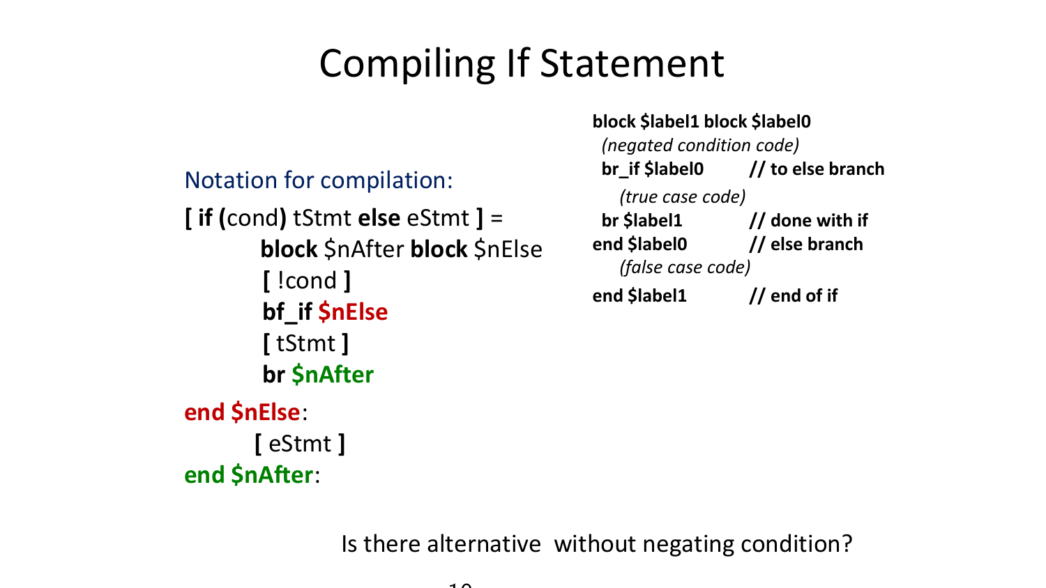# Compiling If Statement

Notation for compilation:

**[ if (**cond**)** tStmt **else** eStmt **]** =

```
        block $nAfter block $nElse
        [ !cond ]
        bf_if $nElse
        [ tStmt ]
        br $nAfter
end $nElse:
        [ eStmt ]
end $nAfter:
```

```
block $label1 block $label0
  (negated condition code)
  br_if $label0       // to else branch
    (true case code)
  br $label1          // done with if
end $label0           // else branch
    (false case code)
end $label1           // end of if
```

Is there alternative without negating condition?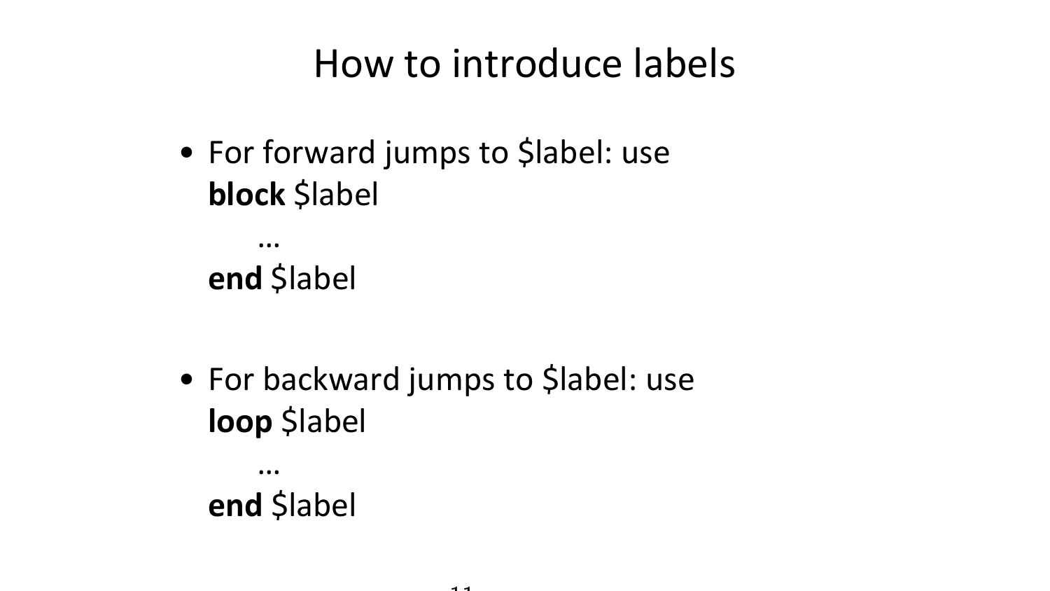# How to introduce labels

- For forward jumps to $label: use
  **block** $label
  
  ...
  
  **end** $label

- For backward jumps to $label: use
  **loop** $label
  
  ...
  
  **end** $label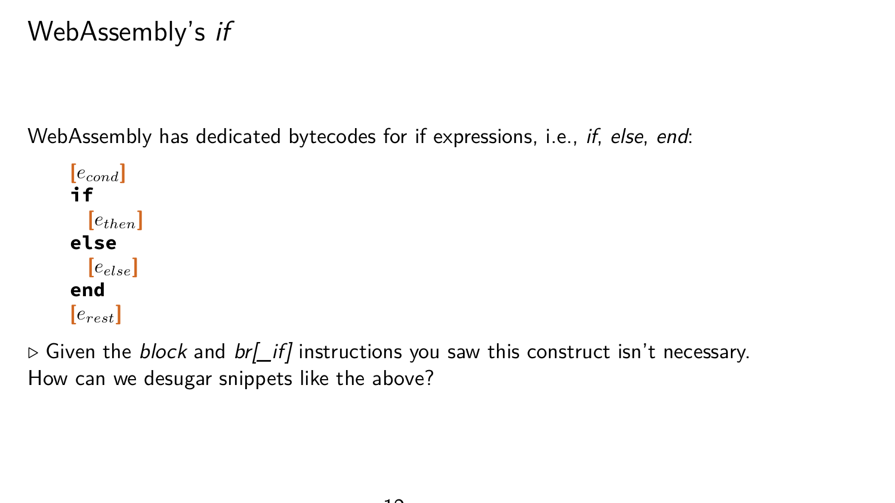# WebAssembly's *if*

WebAssembly has dedicated bytecodes for if expressions, i.e., *if*, *else*, *end*:

$[e_{cond}]$
**if**
  $[e_{then}]$
**else**
  $[e_{else}]$
**end**
$[e_{rest}]$

▷ Given the *block* and *br[_if]* instructions you saw this construct isn't necessary. How can we desugar snippets like the above?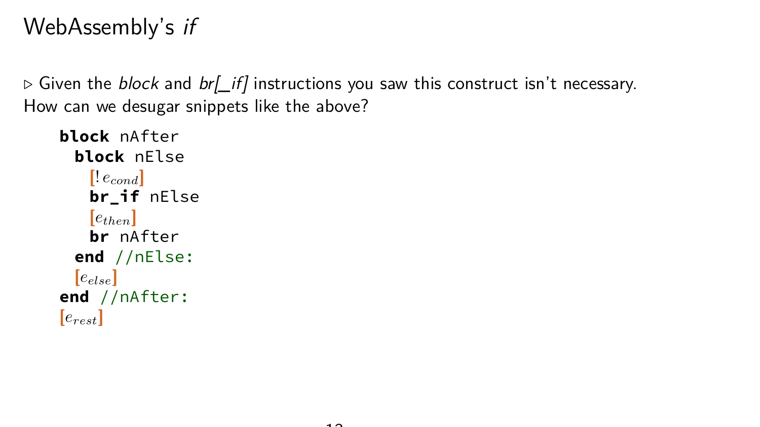# WebAssembly's *if*

▷ Given the *block* and *br[_if]* instructions you saw this construct isn't necessary. How can we desugar snippets like the above?

```
block nAfter
  block nElse
    [! e_cond]
    br_if nElse
    [e_then]
    br nAfter
  end //nElse:
  [e_else]
end //nAfter:
[e_rest]
```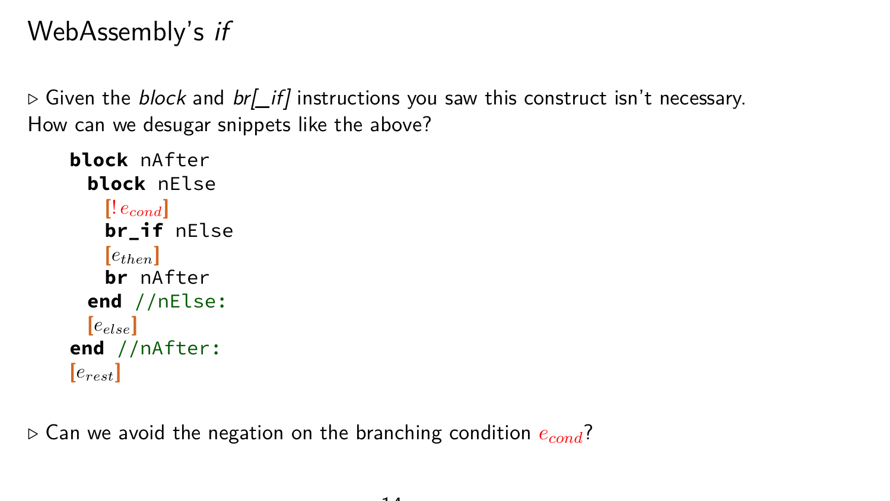# WebAssembly's *if*

▷ Given the *block* and *br[_if]* instructions you saw this construct isn't necessary. How can we desugar snippets like the above?

```
block nAfter
  block nElse
    [! e_cond]
    br_if nElse
    [e_then]
    br nAfter
  end //nElse:
  [e_else]
end //nAfter:
[e_rest]
```

▷ Can we avoid the negation on the branching condition $e_{cond}$?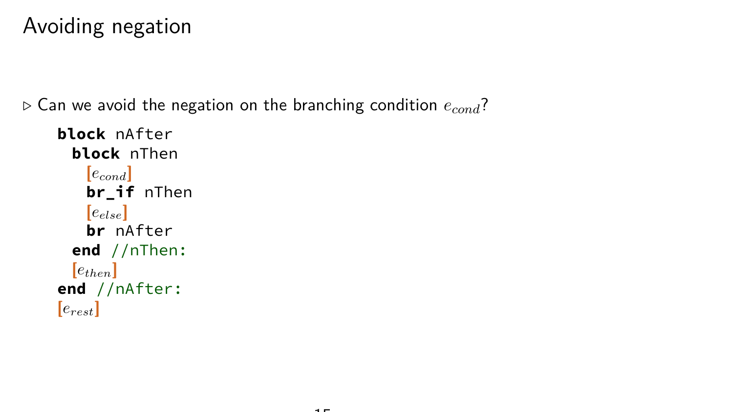# Avoiding negation

▷ Can we avoid the negation on the branching condition $e_{cond}$?

```
block nAfter
  block nThen
    [e_cond]
    br_if nThen
    [e_else]
    br nAfter
  end //nThen:
  [e_then]
end //nAfter:
[e_rest]
```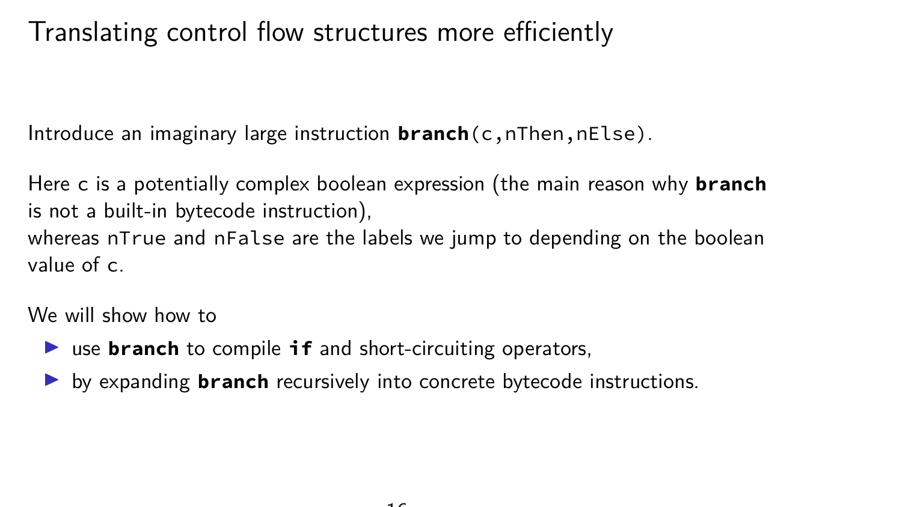# Translating control flow structures more efficiently

Introduce an imaginary large instruction **branch**(c,nThen,nElse).

Here c is a potentially complex boolean expression (the main reason why **branch** is not a built-in bytecode instruction),
whereas nTrue and nFalse are the labels we jump to depending on the boolean value of c.

We will show how to

- use **branch** to compile **if** and short-circuiting operators,
- by expanding **branch** recursively into concrete bytecode instructions.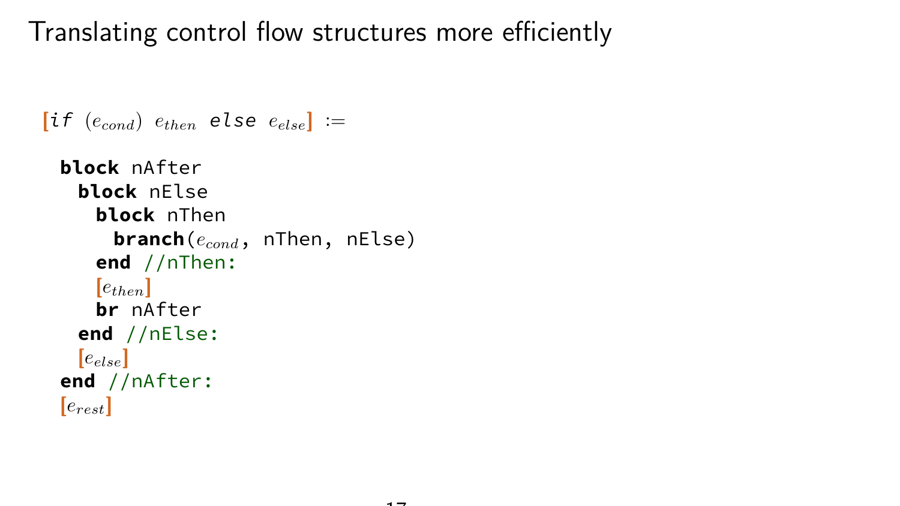# Translating control flow structures more efficiently

$[\![$*if* $(e_{cond})$ $e_{then}$ *else* $e_{else}]\!]$ :=

```
block nAfter
  block nElse
    block nThen
      branch(e_cond, nThen, nElse)
    end //nThen:
    [e_then]
    br nAfter
  end //nElse:
  [e_else]
end //nAfter:
[e_rest]
```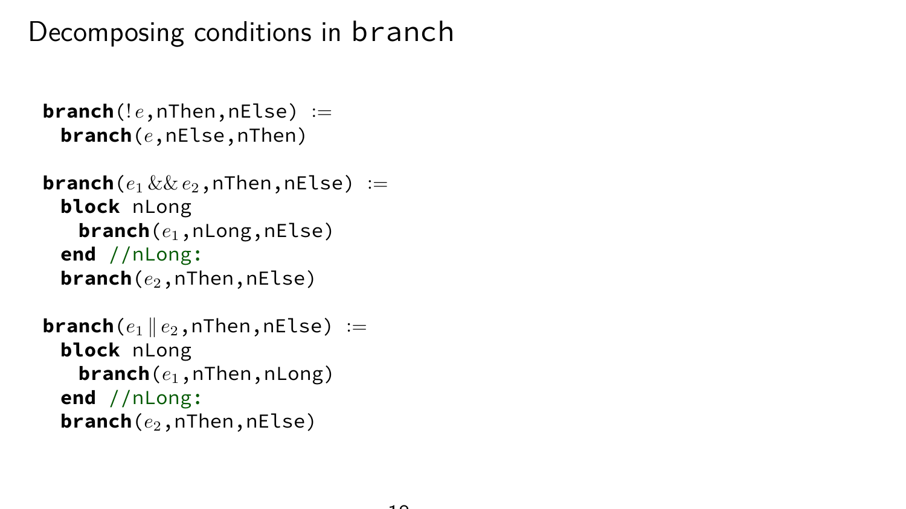# Decomposing conditions in branch

```
branch(!e,nThen,nElse) :=
  branch(e,nElse,nThen)

branch(e1 && e2,nThen,nElse) :=
  block nLong
    branch(e1,nLong,nElse)
  end //nLong:
  branch(e2,nThen,nElse)

branch(e1 || e2,nThen,nElse) :=
  block nLong
    branch(e1,nThen,nLong)
  end //nLong:
  branch(e2,nThen,nElse)
```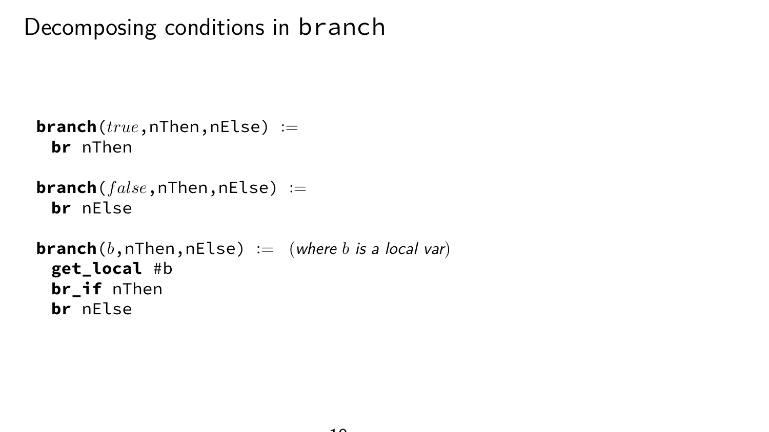# Decomposing conditions in branch

```
branch(true,nThen,nElse) :=
  br nThen

branch(false,nThen,nElse) :=
  br nElse

branch(b,nThen,nElse) :=  (where b is a local var)
  get_local #b
  br_if nThen
  br nElse
```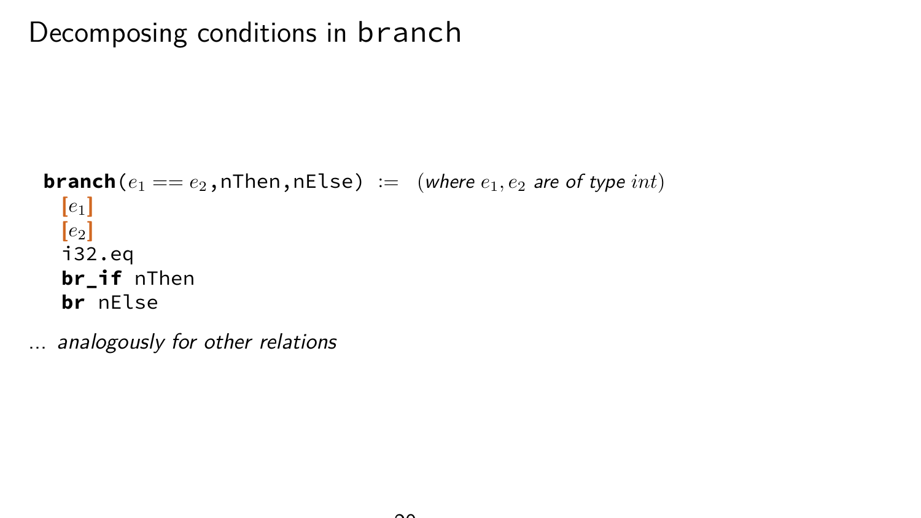# Decomposing conditions in branch

**branch**($e_1 == e_2$,nThen,nElse) := (*where* $e_1, e_2$ *are of type* $int$)

```
  [e1]
  [e2]
  i32.eq
  br_if nThen
  br nElse
```

... *analogously for other relations*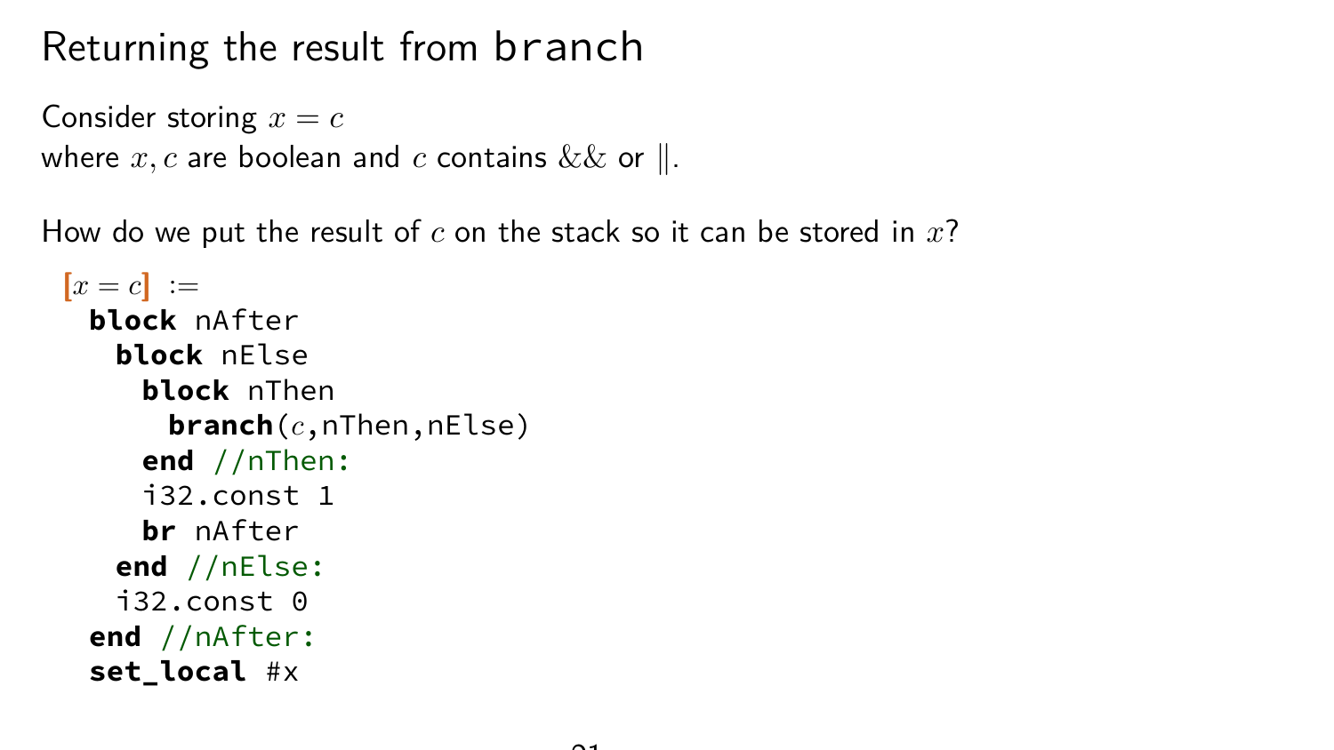# Returning the result from branch

Consider storing $x = c$
where $x, c$ are boolean and $c$ contains $\&\&$ or $\|$.

How do we put the result of $c$ on the stack so it can be stored in $x$?

```
[x = c] :=
  block nAfter
    block nElse
      block nThen
        branch(c,nThen,nElse)
      end //nThen:
      i32.const 1
      br nAfter
    end //nElse:
    i32.const 0
  end //nAfter:
  set_local #x
```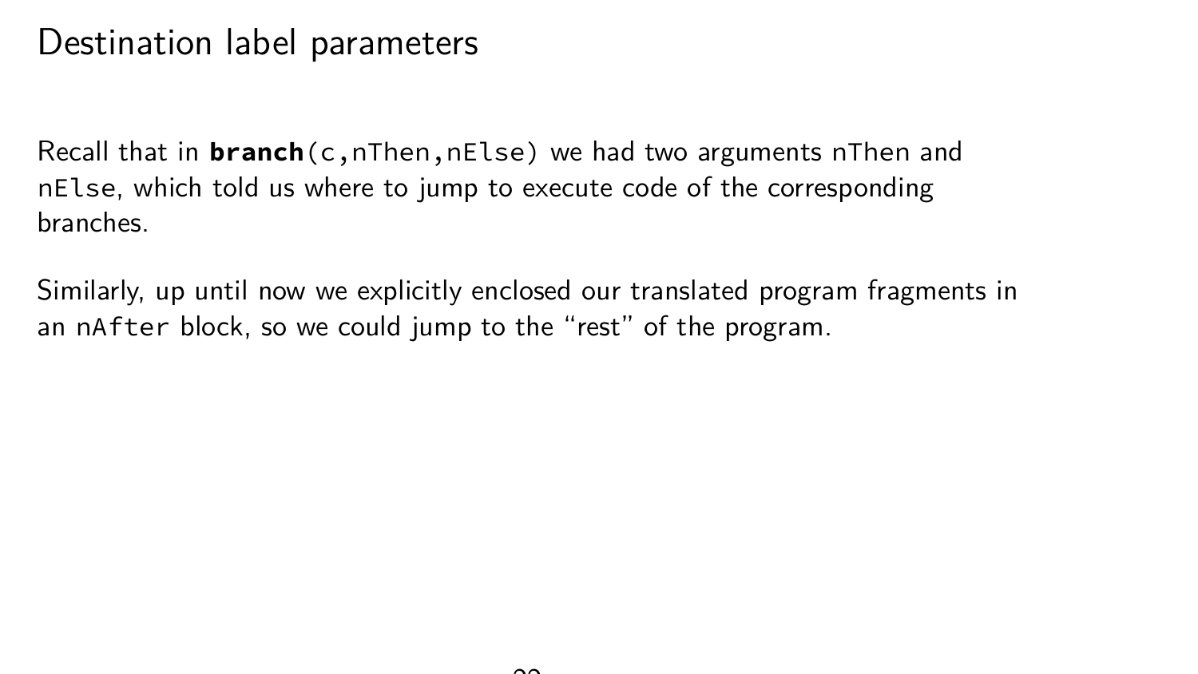# Destination label parameters

Recall that in **`branch`**`(c,nThen,nElse)` we had two arguments `nThen` and `nElse`, which told us where to jump to execute code of the corresponding branches.

Similarly, up until now we explicitly enclosed our translated program fragments in an `nAfter` block, so we could jump to the “rest” of the program.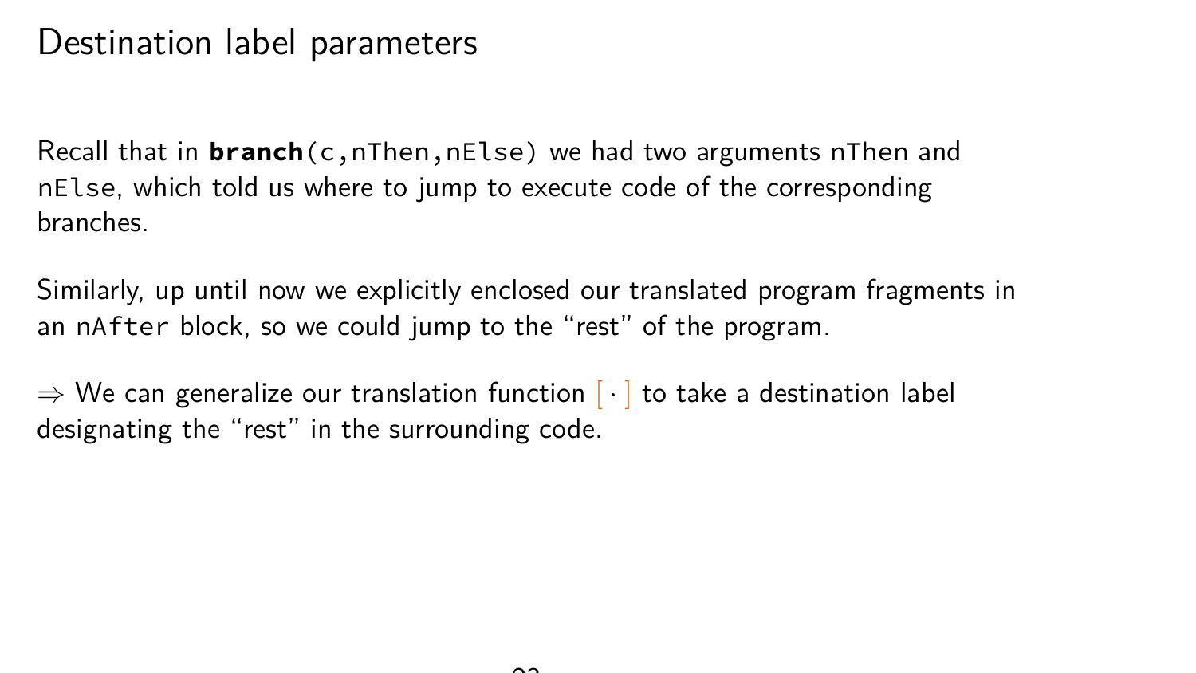# Destination label parameters

Recall that in **branch**(c,nThen,nElse) we had two arguments nThen and nElse, which told us where to jump to execute code of the corresponding branches.

Similarly, up until now we explicitly enclosed our translated program fragments in an nAfter block, so we could jump to the “rest” of the program.

$\Rightarrow$ We can generalize our translation function $[\,\cdot\,]$ to take a destination label designating the “rest” in the surrounding code.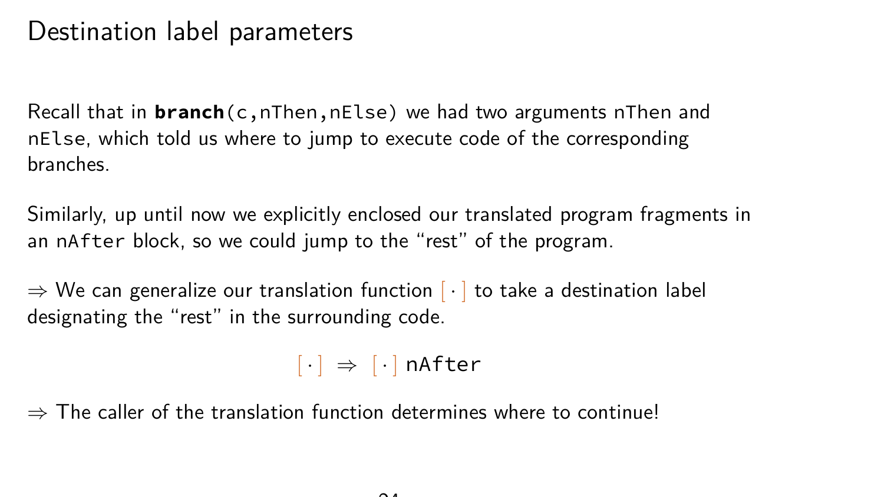# Destination label parameters

Recall that in **branch**(c,nThen,nElse) we had two arguments nThen and nElse, which told us where to jump to execute code of the corresponding branches.

Similarly, up until now we explicitly enclosed our translated program fragments in an nAfter block, so we could jump to the “rest” of the program.

$\Rightarrow$ We can generalize our translation function $[\,\cdot\,]$ to take a destination label designating the “rest” in the surrounding code.

$$[\,\cdot\,] \;\Rightarrow\; [\,\cdot\,]\,\texttt{nAfter}$$

$\Rightarrow$ The caller of the translation function determines where to continue!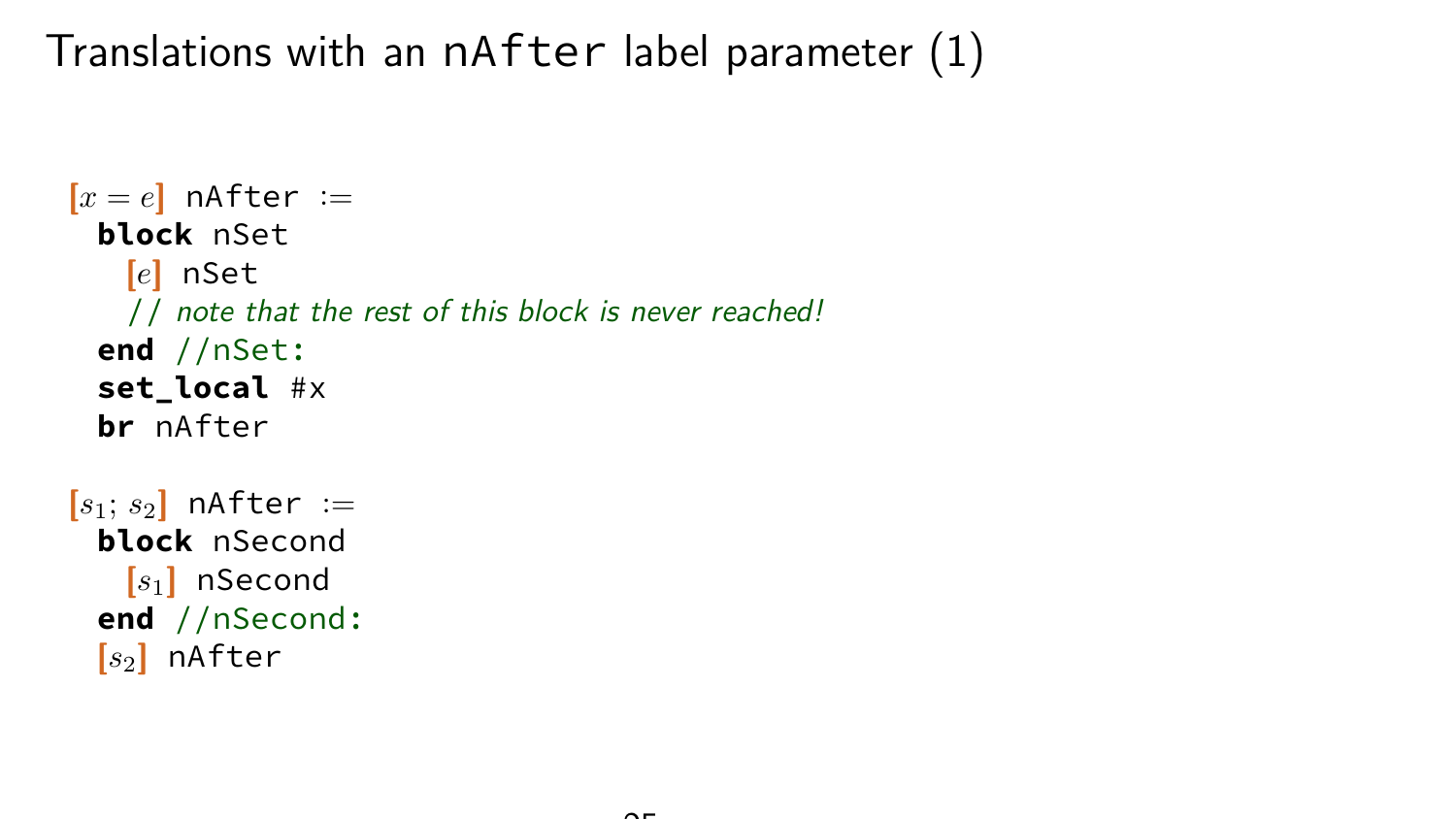# Translations with an nAfter label parameter (1)

```
[x = e] nAfter :=
  block nSet
    [e] nSet
    // note that the rest of this block is never reached!
  end //nSet:
  set_local #x
  br nAfter

[s1; s2] nAfter :=
  block nSecond
    [s1] nSecond
  end //nSecond:
  [s2] nAfter
```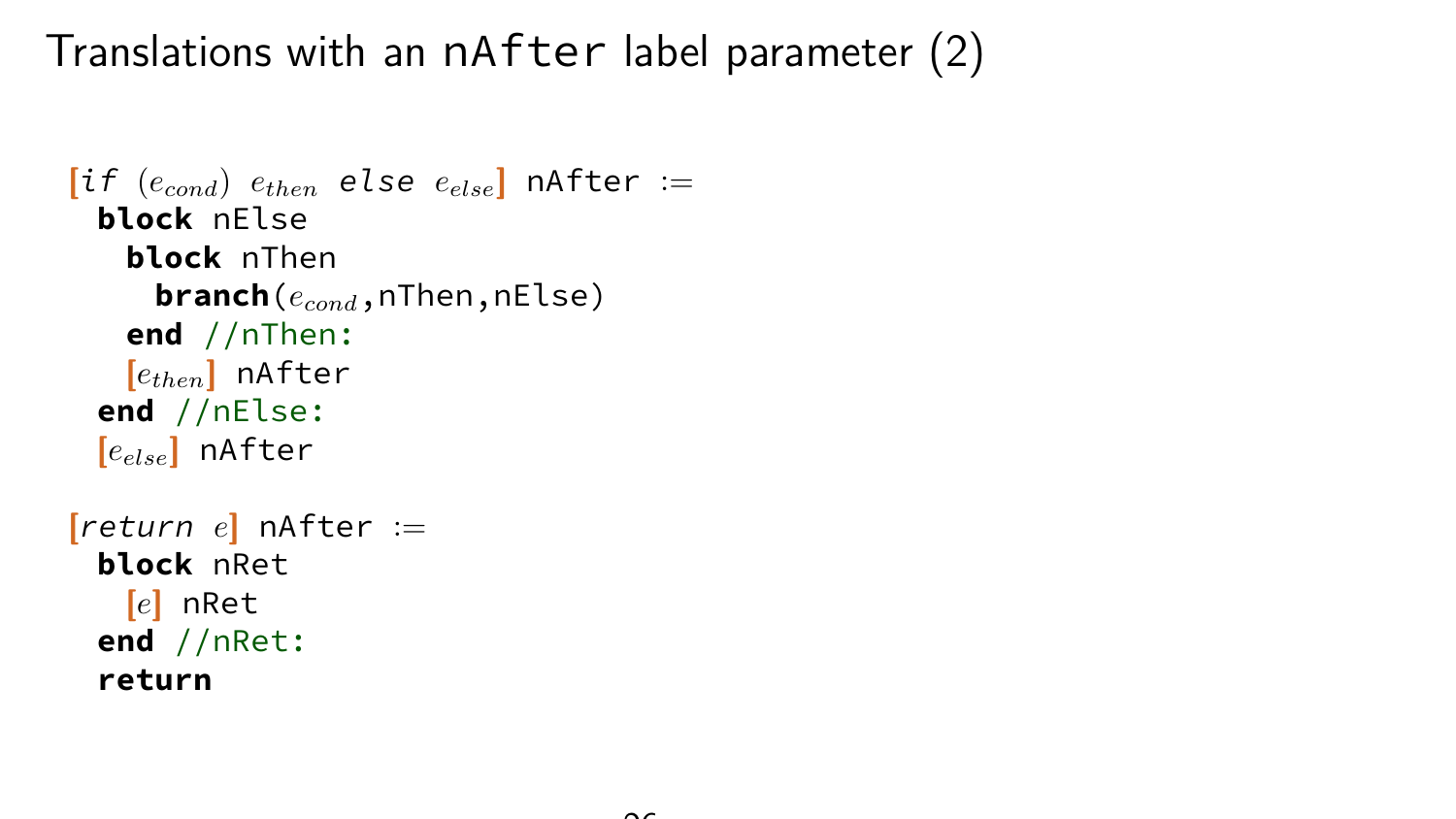# Translations with an nAfter label parameter (2)

```
[if (e_cond) e_then else e_else] nAfter :=
  block nElse
    block nThen
      branch(e_cond,nThen,nElse)
    end //nThen:
    [e_then] nAfter
  end //nElse:
  [e_else] nAfter

[return e] nAfter :=
  block nRet
    [e] nRet
  end //nRet:
  return
```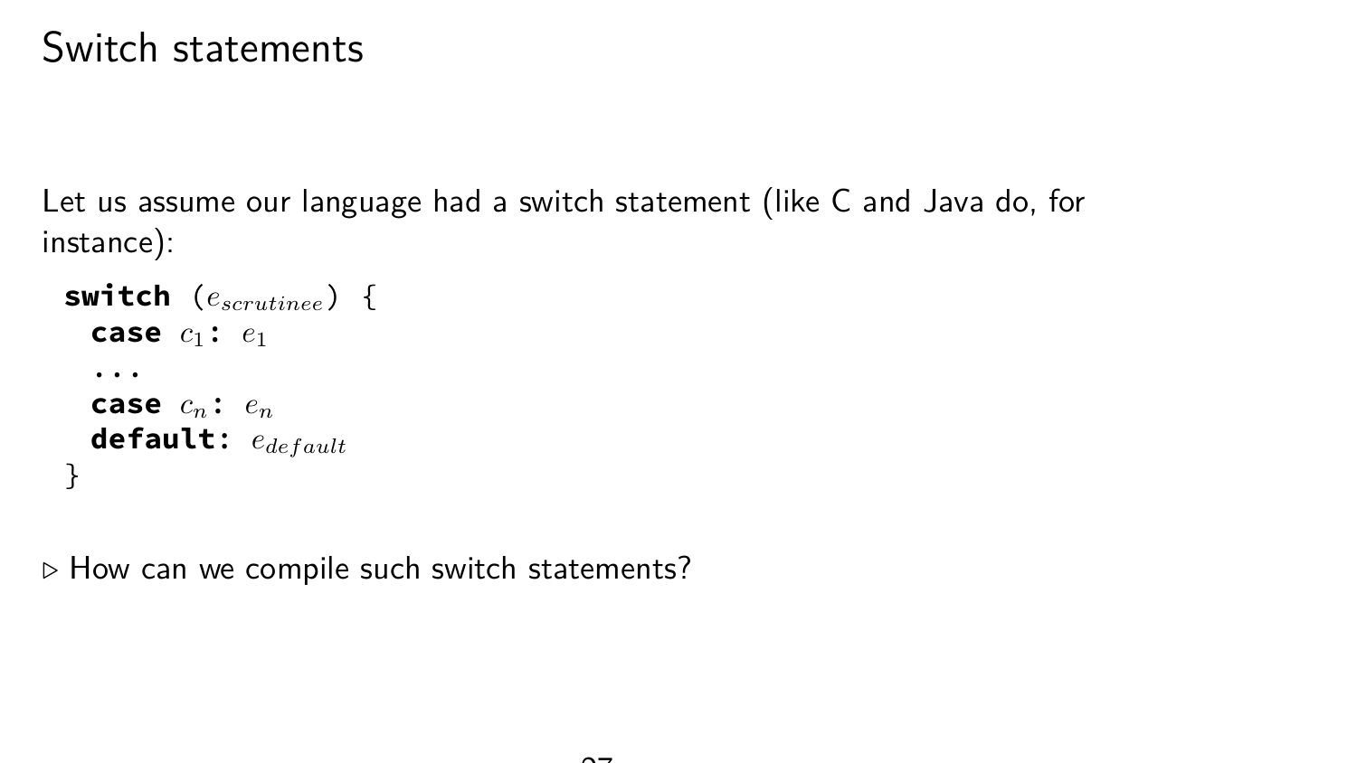# Switch statements

Let us assume our language had a switch statement (like C and Java do, for instance):

```
switch (e_scrutinee) {
  case c_1: e_1
  ...
  case c_n: e_n
  default: e_default
}
```

▷ How can we compile such switch statements?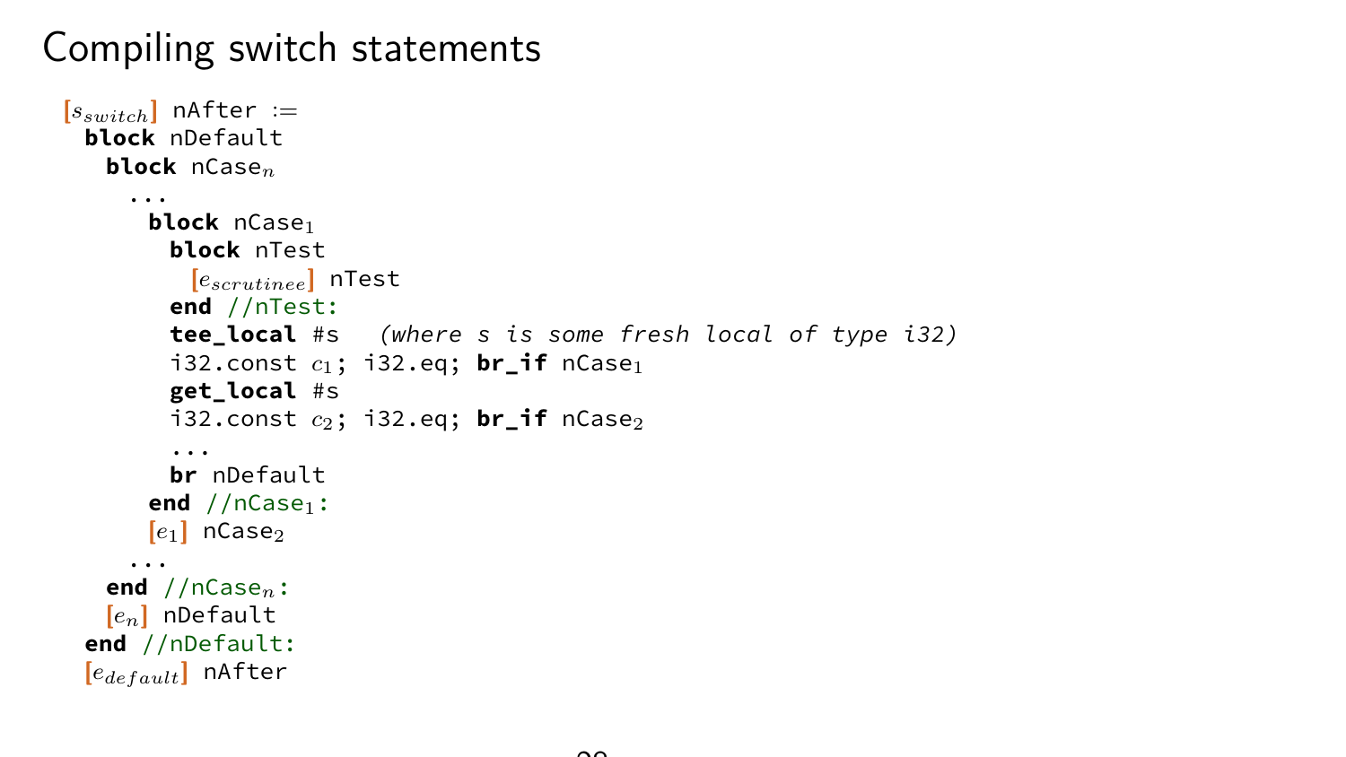# Compiling switch statements

```
[s_switch] nAfter :=
  block nDefault
    block nCase_n
      ...
       block nCase_1
         block nTest
           [e_scrutinee] nTest
         end //nTest:
         tee_local #s   (where s is some fresh local of type i32)
         i32.const c_1; i32.eq; br_if nCase_1
         get_local #s
         i32.const c_2; i32.eq; br_if nCase_2
         ...
         br nDefault
       end //nCase_1:
       [e_1] nCase_2
      ...
    end //nCase_n:
    [e_n] nDefault
  end //nDefault:
  [e_default] nAfter
```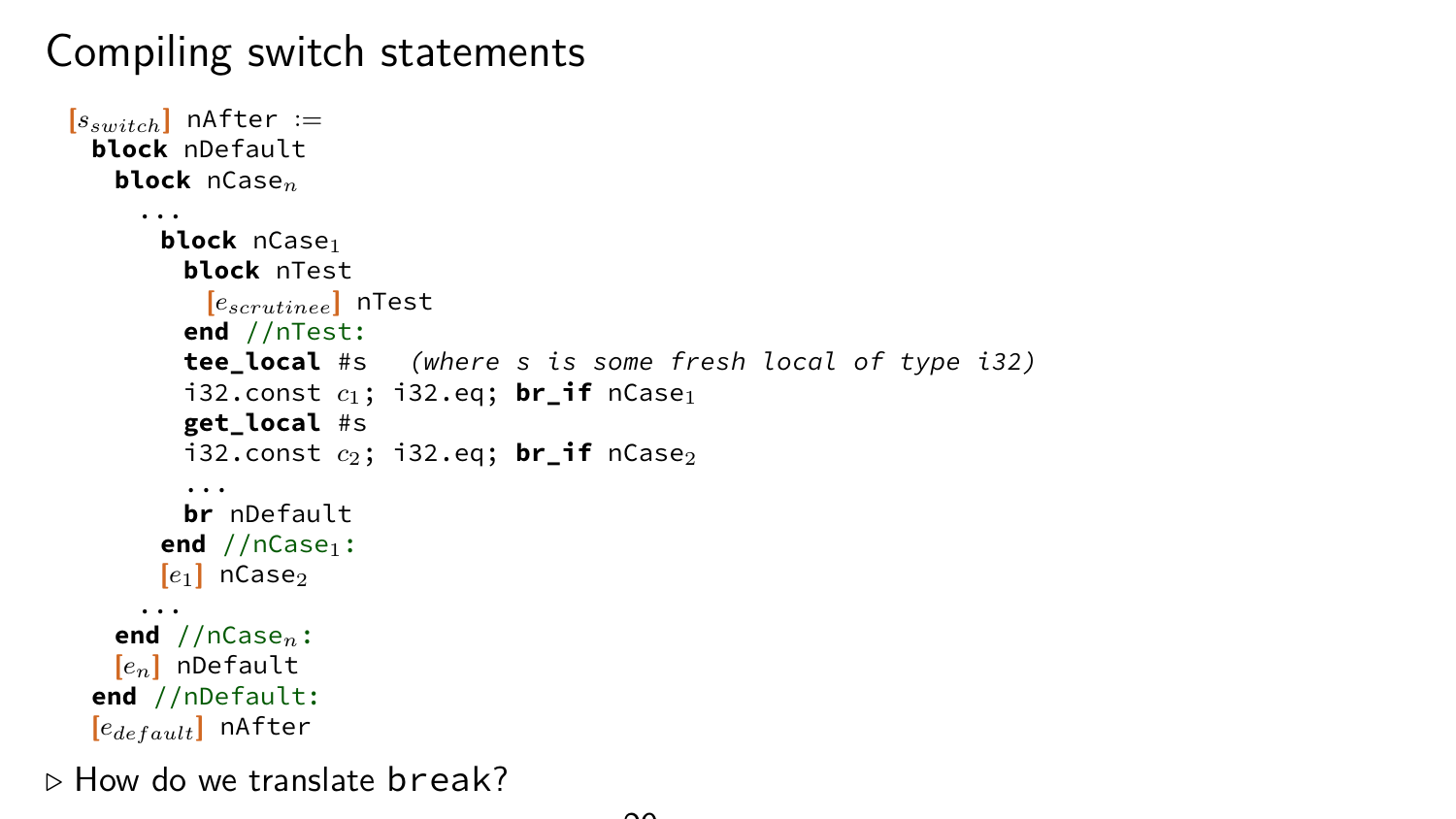# Compiling switch statements

```
[s_switch] nAfter :=
  block nDefault
    block nCase_n
      ...
       block nCase_1
         block nTest
           [e_scrutinee] nTest
         end //nTest:
         tee_local #s   (where s is some fresh local of type i32)
         i32.const c_1; i32.eq; br_if nCase_1
         get_local #s
         i32.const c_2; i32.eq; br_if nCase_2
         ...
         br nDefault
       end //nCase_1:
       [e_1] nCase_2
      ...
    end //nCase_n:
    [e_n] nDefault
  end //nDefault:
  [e_default] nAfter
```

▷ How do we translate `break`?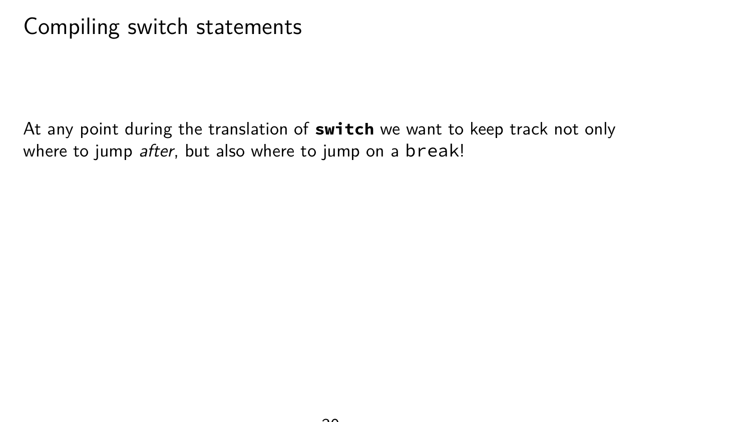# Compiling switch statements

At any point during the translation of **`switch`** we want to keep track not only where to jump *after*, but also where to jump on a `break`!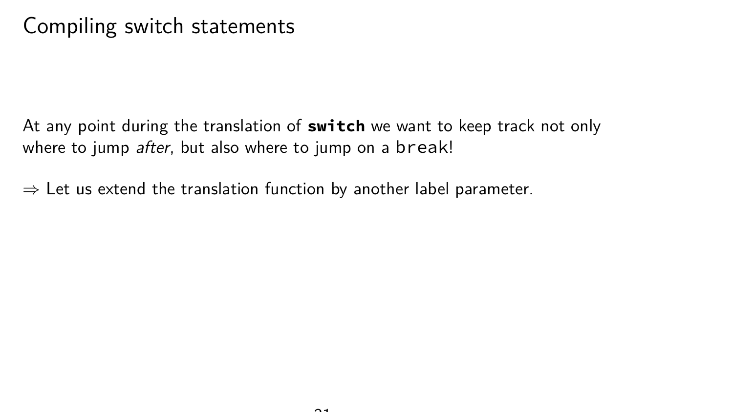# Compiling switch statements

At any point during the translation of **switch** we want to keep track not only where to jump *after*, but also where to jump on a `break`!

$\Rightarrow$ Let us extend the translation function by another label parameter.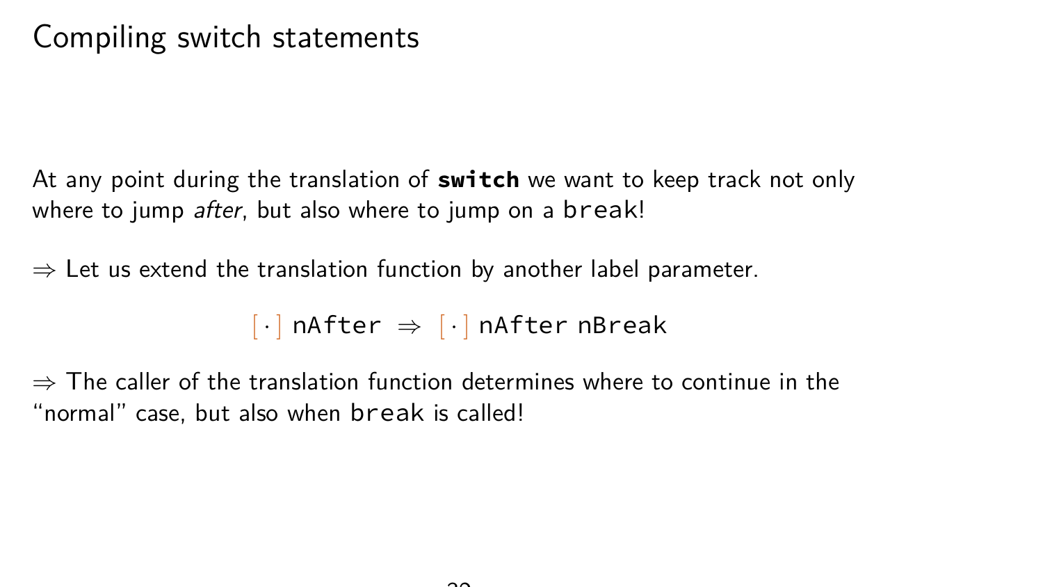# Compiling switch statements

At any point during the translation of **`switch`** we want to keep track not only where to jump *after*, but also where to jump on a `break`!

⇒ Let us extend the translation function by another label parameter.

$$[\cdot]\ \texttt{nAfter} \ \Rightarrow\ [\cdot]\ \texttt{nAfter}\ \texttt{nBreak}$$

⇒ The caller of the translation function determines where to continue in the "normal" case, but also when `break` is called!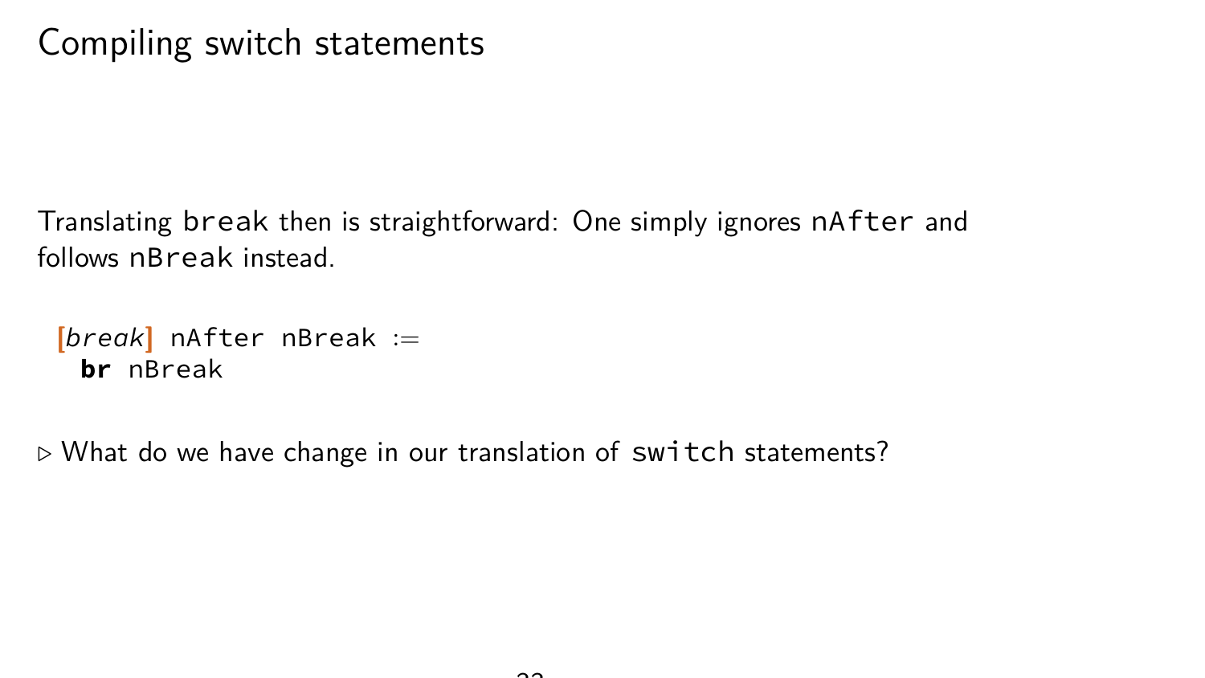# Compiling switch statements

Translating `break` then is straightforward: One simply ignores `nAfter` and follows `nBreak` instead.

```
[break] nAfter nBreak :=
  br nBreak
```

▷ What do we have change in our translation of `switch` statements?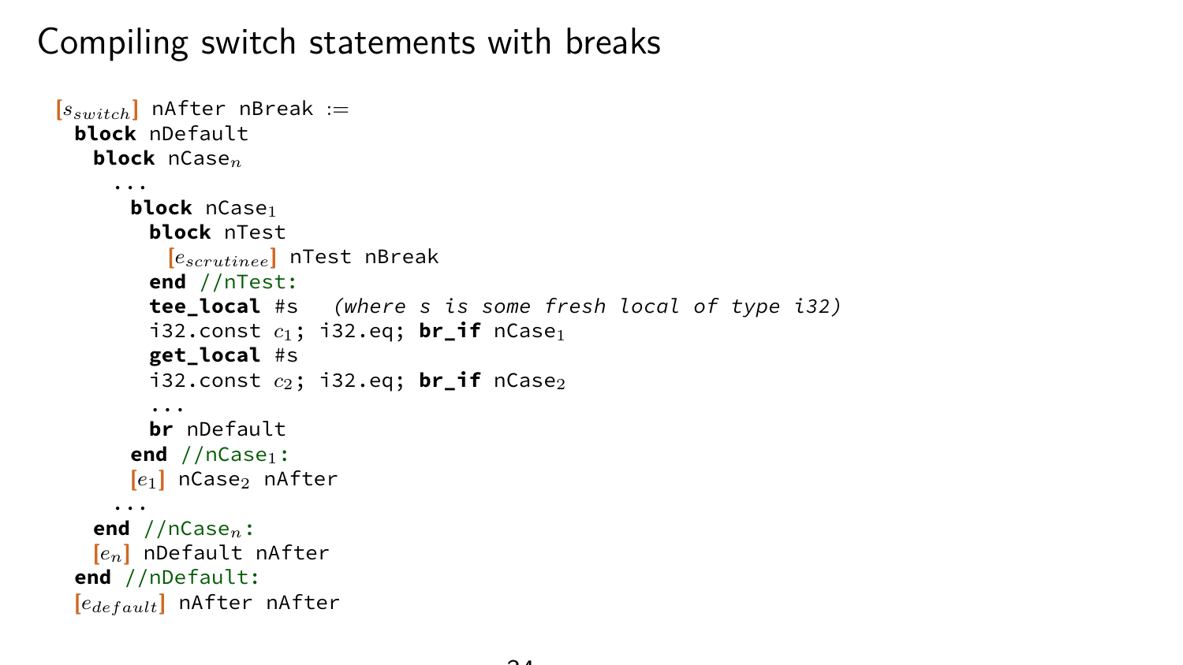# Compiling switch statements with breaks

```
[s_switch] nAfter nBreak :=
  block nDefault
    block nCase_n
      ...
        block nCase_1
          block nTest
            [e_scrutinee] nTest nBreak
          end //nTest:
          tee_local #s   (where s is some fresh local of type i32)
          i32.const c_1; i32.eq; br_if nCase_1
          get_local #s
          i32.const c_2; i32.eq; br_if nCase_2
          ...
          br nDefault
        end //nCase_1:
        [e_1] nCase_2 nAfter
      ...
    end //nCase_n:
    [e_n] nDefault nAfter
  end //nDefault:
  [e_default] nAfter nAfter
```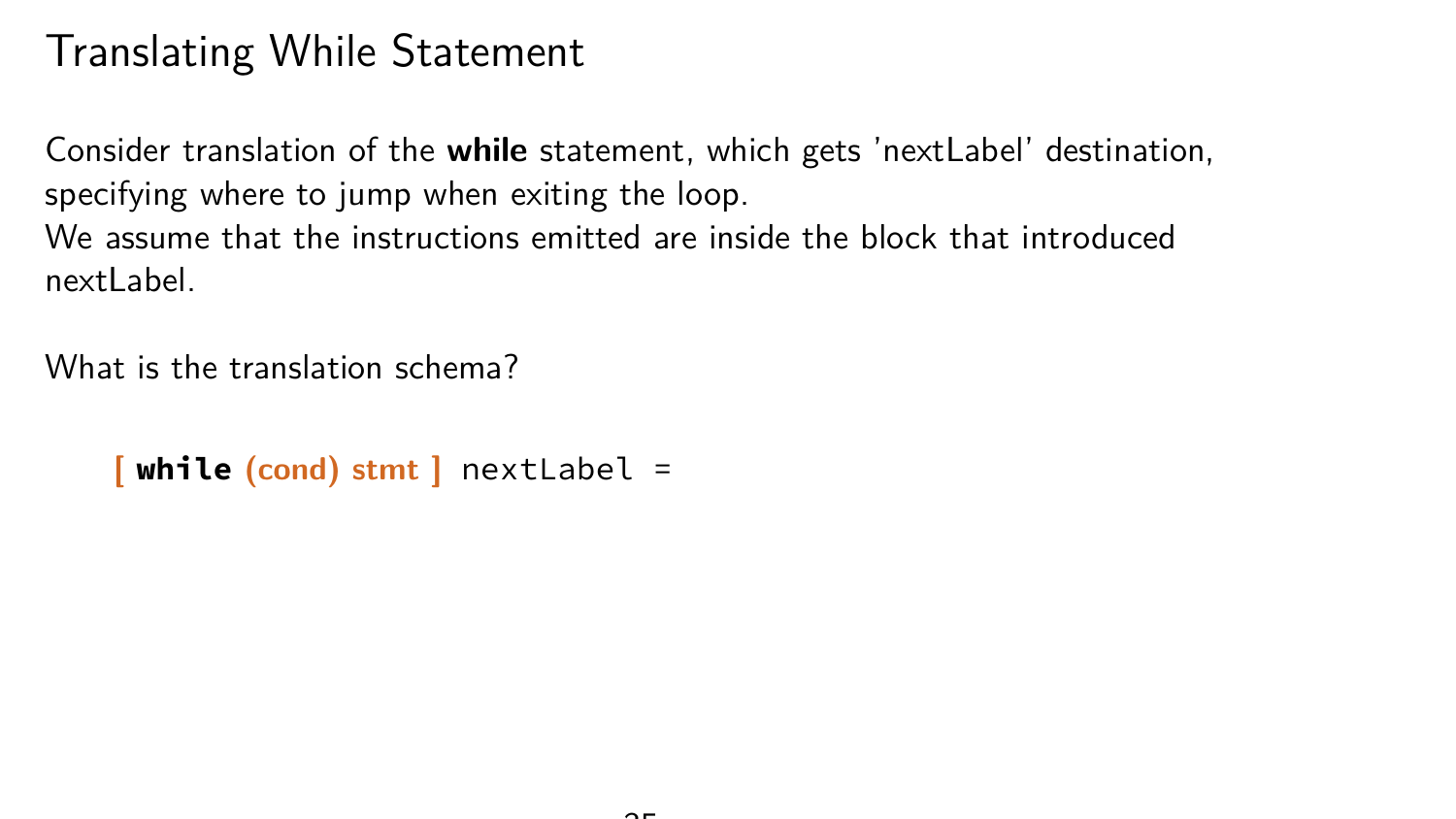# Translating While Statement

Consider translation of the **while** statement, which gets 'nextLabel' destination, specifying where to jump when exiting the loop.
We assume that the instructions emitted are inside the block that introduced nextLabel.

What is the translation schema?

```
[ while (cond) stmt ] nextLabel =
```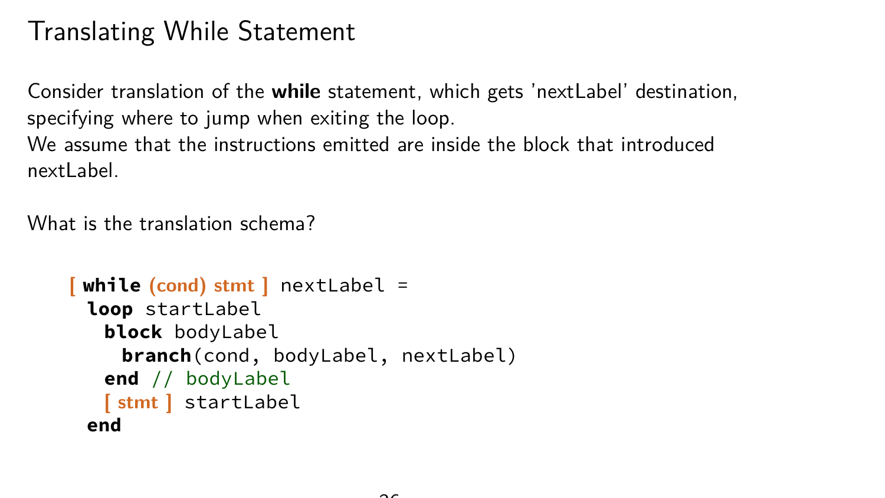# Translating While Statement

Consider translation of the **while** statement, which gets 'nextLabel' destination, specifying where to jump when exiting the loop.
We assume that the instructions emitted are inside the block that introduced nextLabel.

What is the translation schema?

```
[ while (cond) stmt ] nextLabel =
  loop startLabel
    block bodyLabel
      branch(cond, bodyLabel, nextLabel)
    end // bodyLabel
    [ stmt ] startLabel
  end
```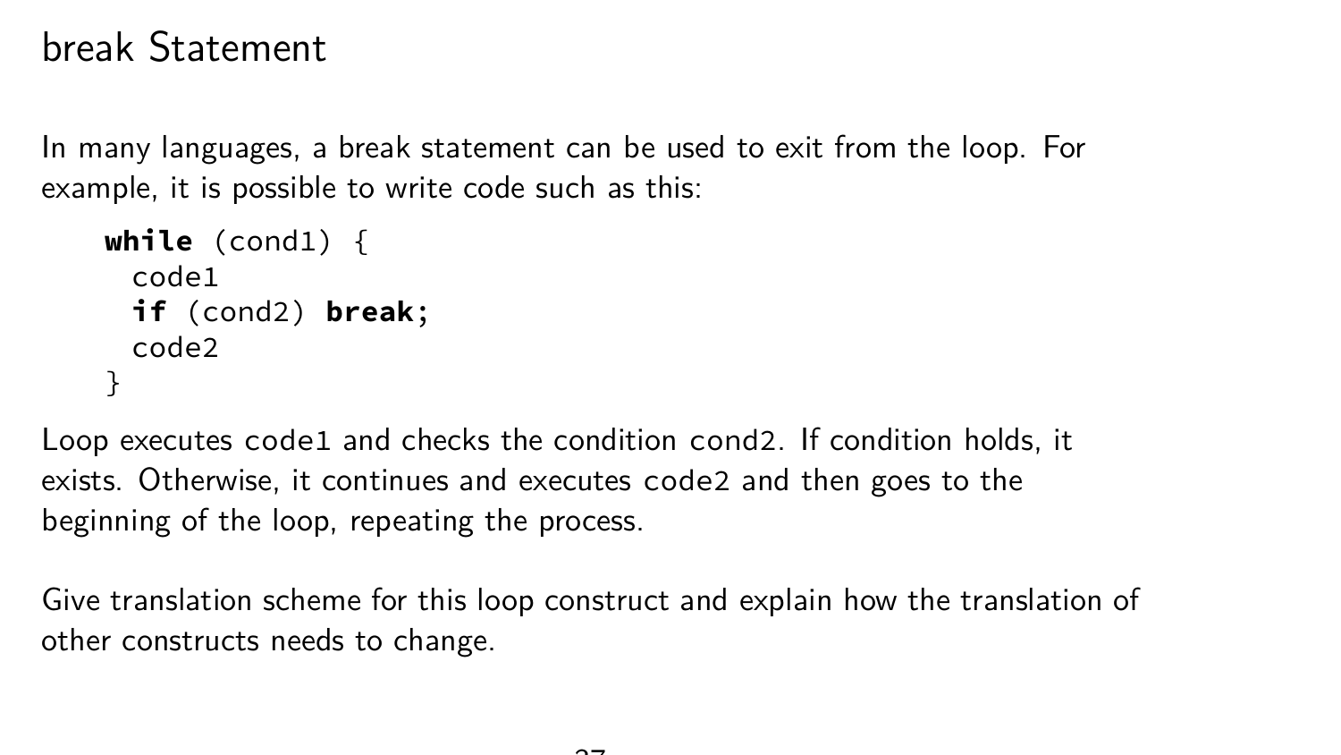# break Statement

In many languages, a break statement can be used to exit from the loop. For example, it is possible to write code such as this:

```
while (cond1) {
  code1
  if (cond2) break;
  code2
}
```

Loop executes `code1` and checks the condition `cond2`. If condition holds, it exists. Otherwise, it continues and executes `code2` and then goes to the beginning of the loop, repeating the process.

Give translation scheme for this loop construct and explain how the translation of other constructs needs to change.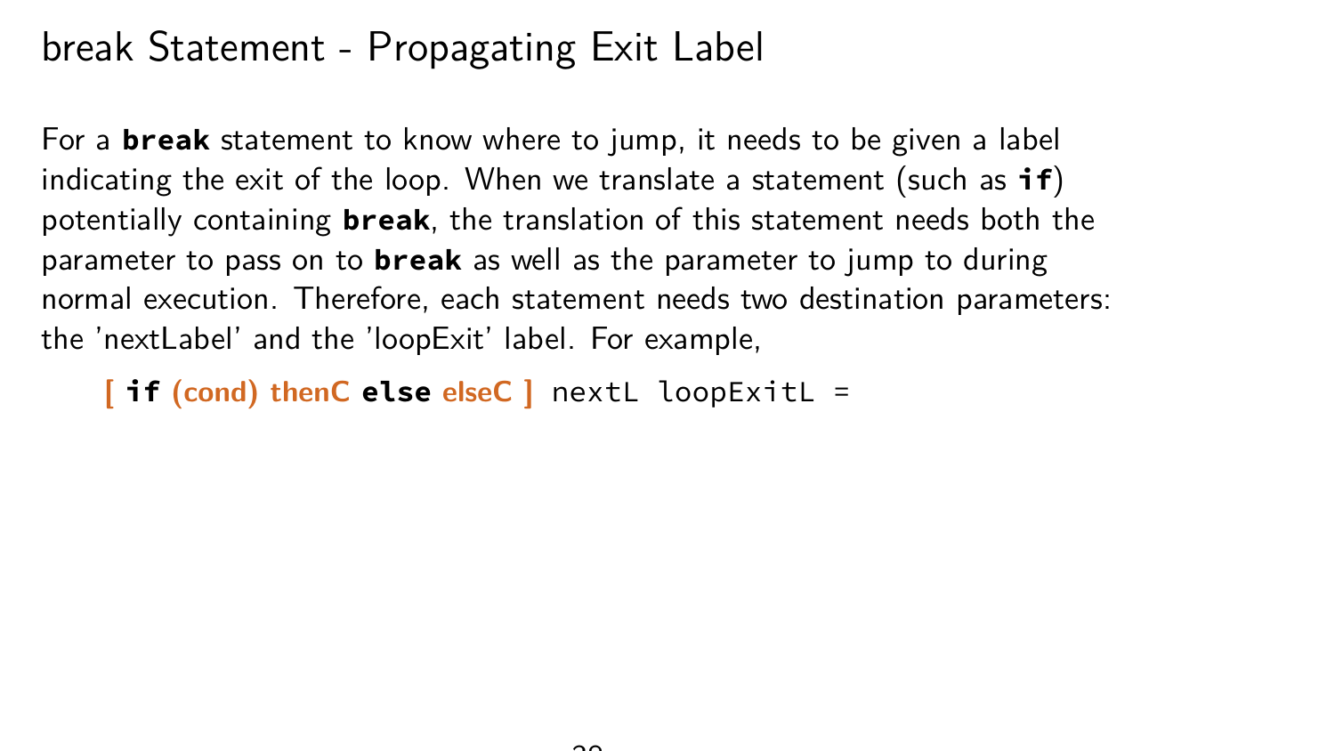# break Statement - Propagating Exit Label

For a **break** statement to know where to jump, it needs to be given a label indicating the exit of the loop. When we translate a statement (such as **if**) potentially containing **break**, the translation of this statement needs both the parameter to pass on to **break** as well as the parameter to jump to during normal execution. Therefore, each statement needs two destination parameters: the 'nextLabel' and the 'loopExit' label. For example,

```
[ if (cond) thenC else elseC ] nextL loopExitL =
```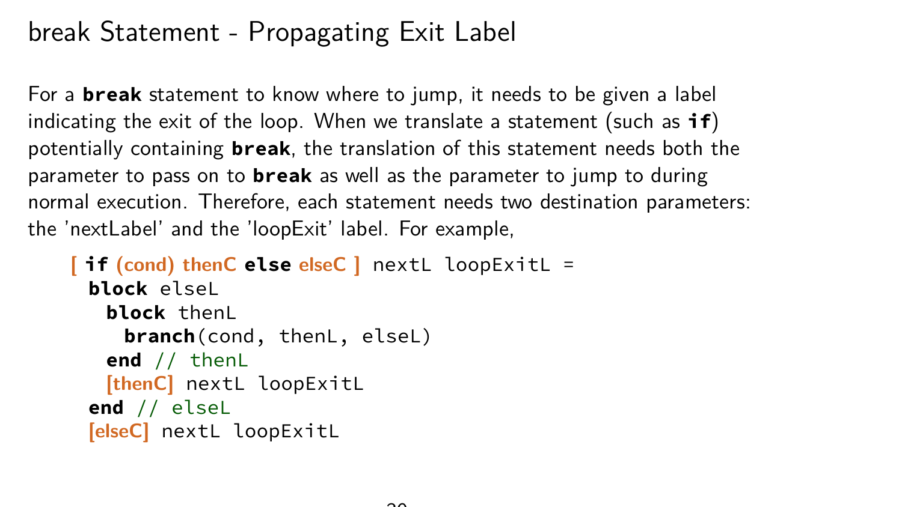## break Statement - Propagating Exit Label

For a **break** statement to know where to jump, it needs to be given a label indicating the exit of the loop. When we translate a statement (such as **if**) potentially containing **break**, the translation of this statement needs both the parameter to pass on to **break** as well as the parameter to jump to during normal execution. Therefore, each statement needs two destination parameters: the 'nextLabel' and the 'loopExit' label. For example,

```
[ if (cond) thenC else elseC ] nextL loopExitL =
  block elseL
    block thenL
      branch(cond, thenL, elseL)
    end // thenL
    [thenC] nextL loopExitL
  end // elseL
  [elseC] nextL loopExitL
```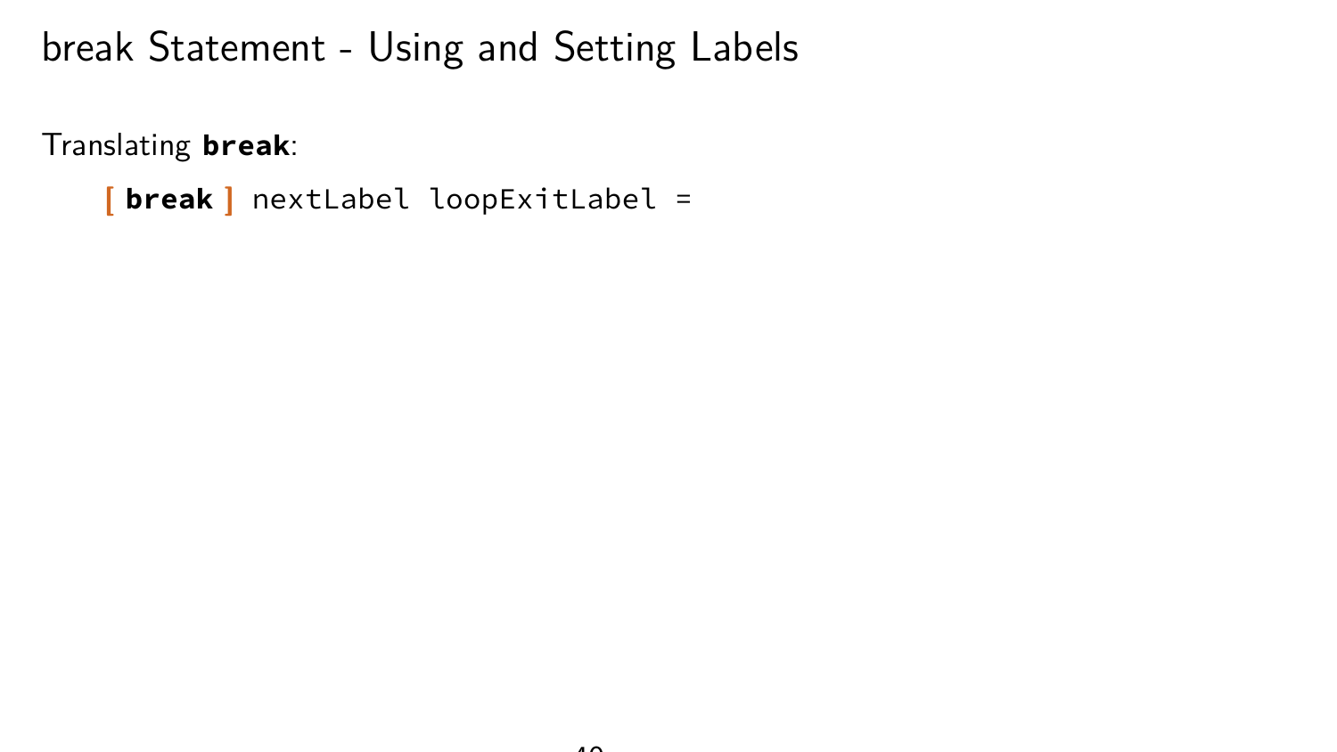# break Statement - Using and Setting Labels

Translating **break**:

```
[ break ] nextLabel loopExitLabel =
```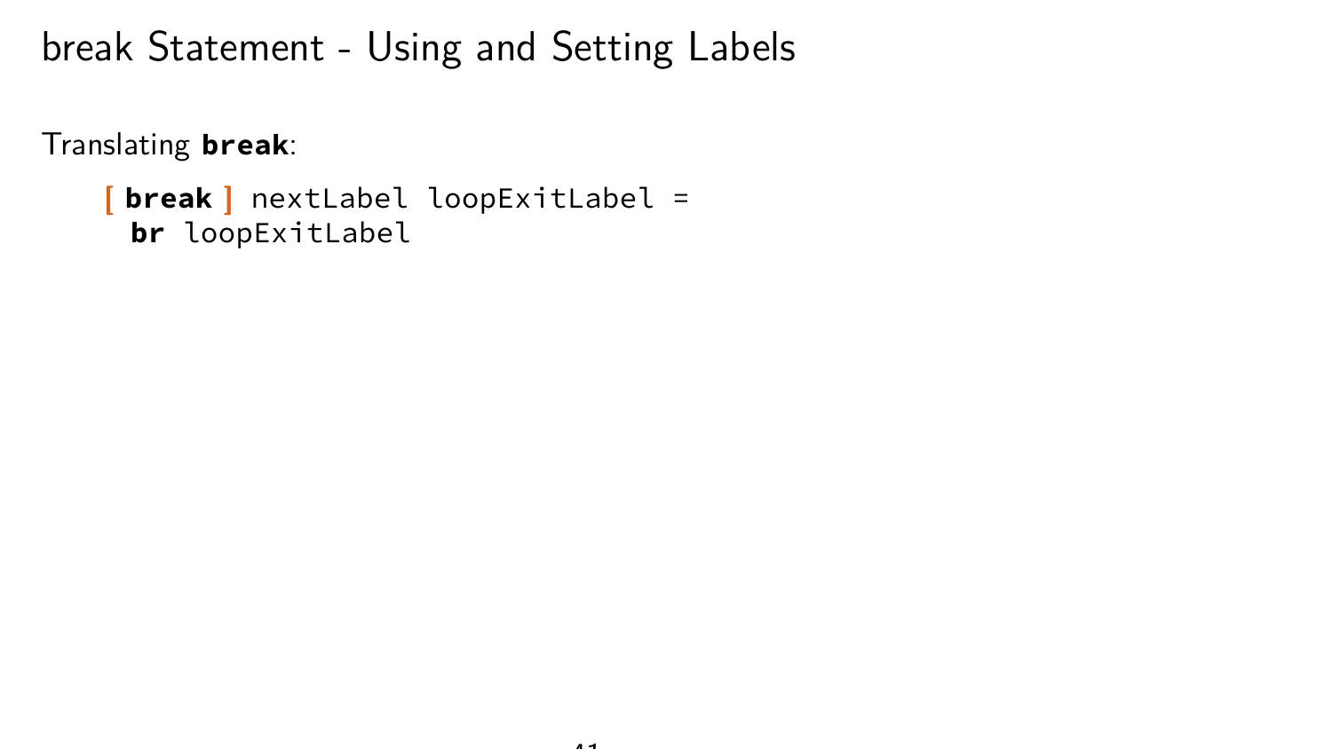# break Statement - Using and Setting Labels

Translating **break**:

```
[ break ] nextLabel loopExitLabel =
  br loopExitLabel
```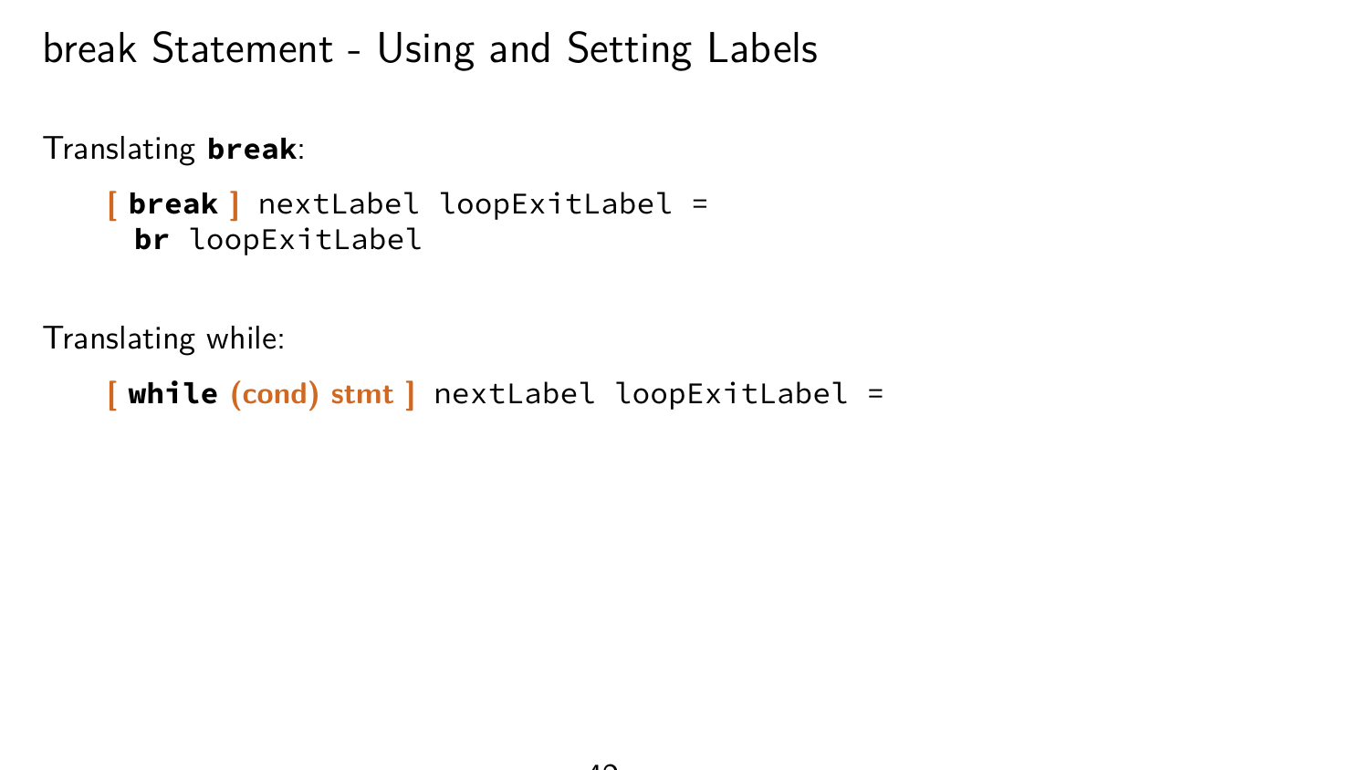# break Statement - Using and Setting Labels

Translating **break**:

```
[ break ] nextLabel loopExitLabel =
  br loopExitLabel
```

Translating while:

```
[ while (cond) stmt ] nextLabel loopExitLabel =
```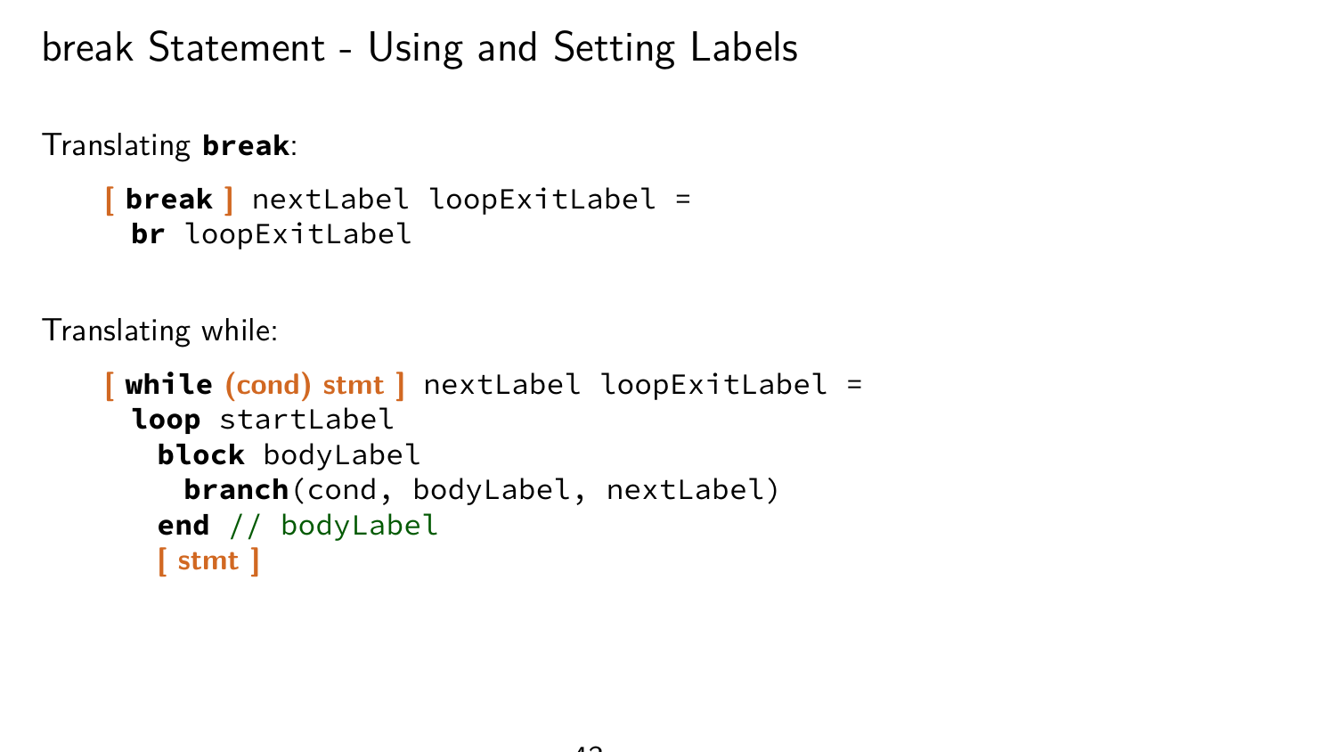# break Statement - Using and Setting Labels

Translating **break**:

```
[ break ] nextLabel loopExitLabel =
  br loopExitLabel
```

Translating while:

```
[ while (cond) stmt ] nextLabel loopExitLabel =
  loop startLabel
    block bodyLabel
      branch(cond, bodyLabel, nextLabel)
    end // bodyLabel
    [ stmt ]
```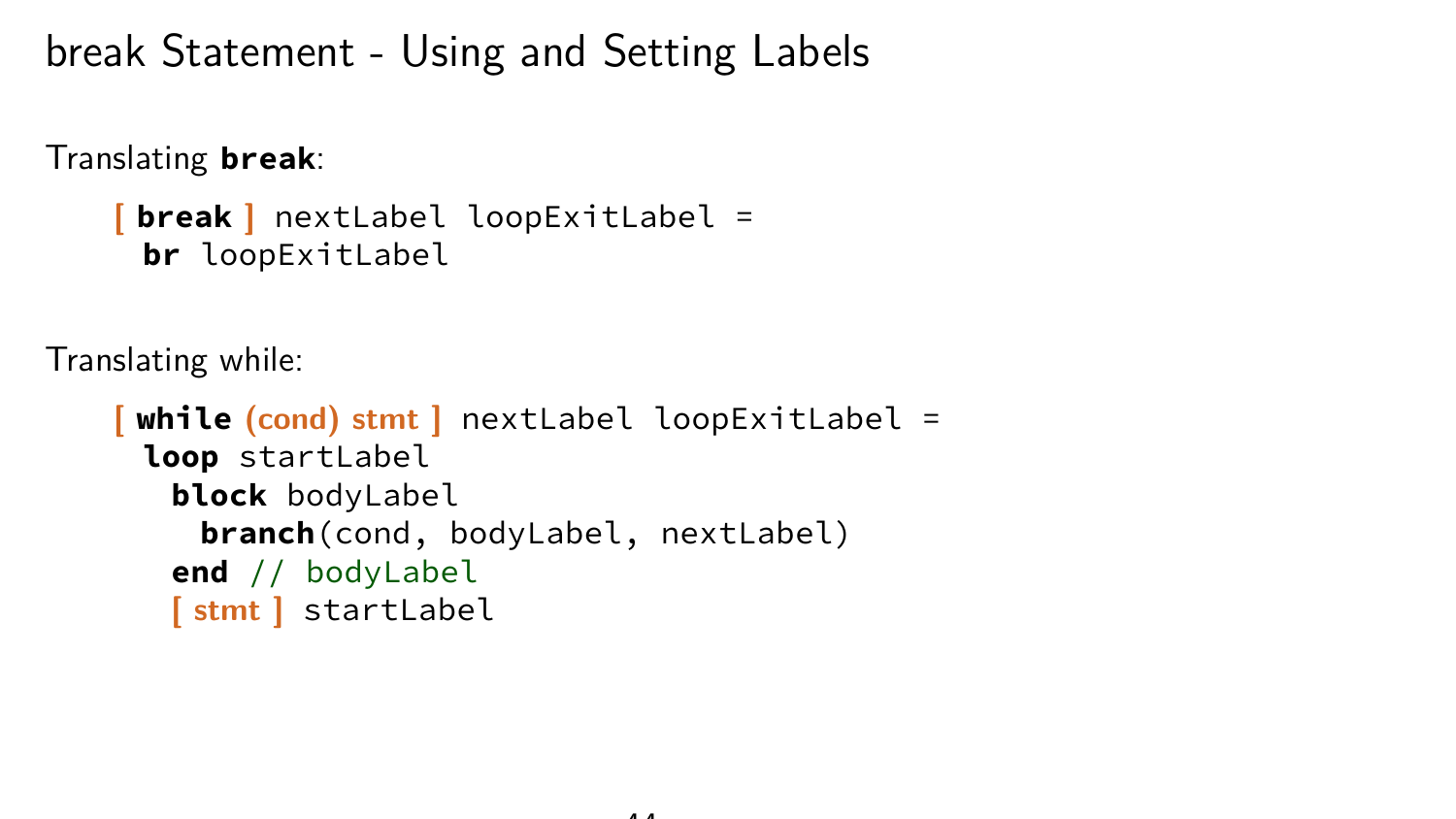# break Statement - Using and Setting Labels

Translating **break**:

```
[ break ] nextLabel loopExitLabel =
  br loopExitLabel
```

Translating while:

```
[ while (cond) stmt ] nextLabel loopExitLabel =
  loop startLabel
    block bodyLabel
      branch(cond, bodyLabel, nextLabel)
    end // bodyLabel
    [ stmt ] startLabel
```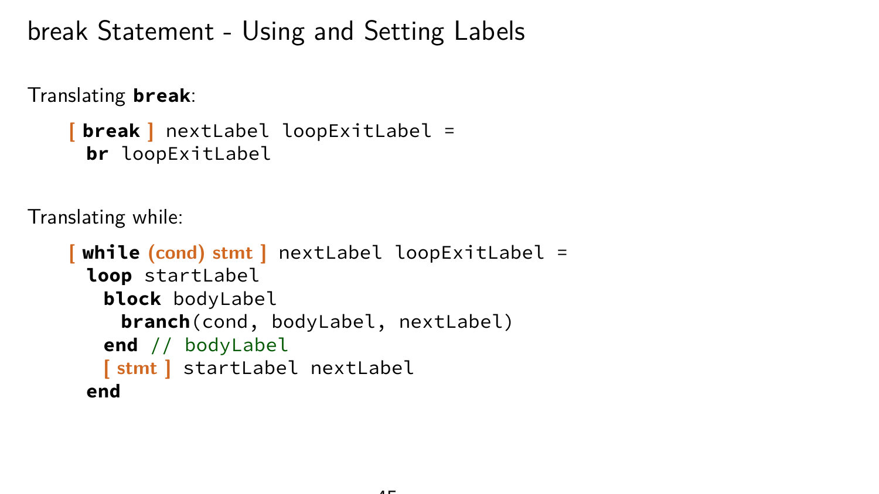# break Statement - Using and Setting Labels

Translating **break**:

```
[ break ] nextLabel loopExitLabel =
  br loopExitLabel
```

Translating while:

```
[ while (cond) stmt ] nextLabel loopExitLabel =
  loop startLabel
    block bodyLabel
      branch(cond, bodyLabel, nextLabel)
    end // bodyLabel
    [ stmt ] startLabel nextLabel
  end
```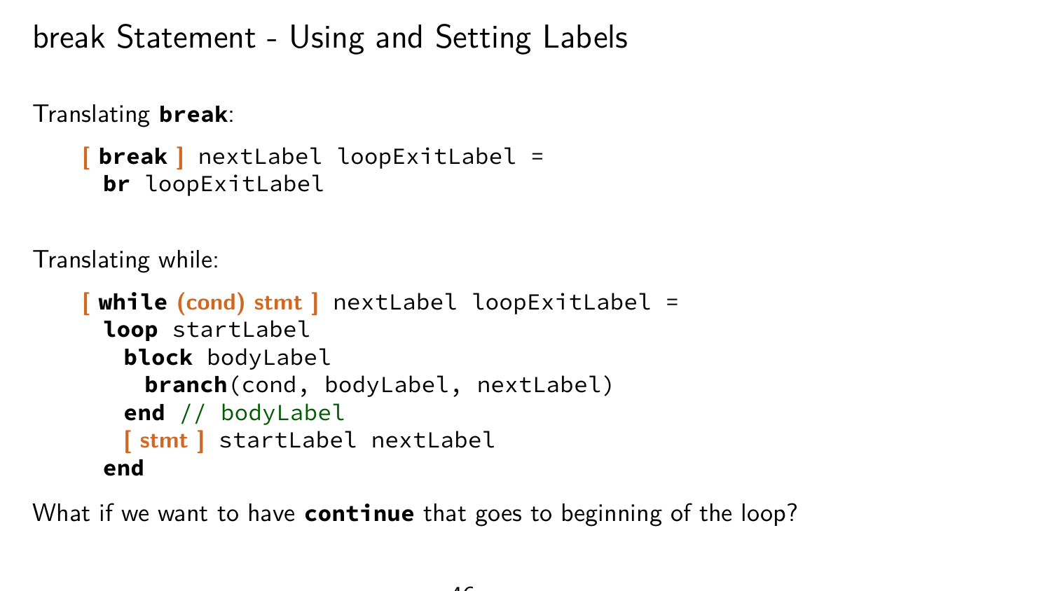# break Statement - Using and Setting Labels

Translating **break**:

```
[ break ] nextLabel loopExitLabel =
  br loopExitLabel
```

Translating while:

```
[ while (cond) stmt ] nextLabel loopExitLabel =
  loop startLabel
    block bodyLabel
      branch(cond, bodyLabel, nextLabel)
    end // bodyLabel
    [ stmt ] startLabel nextLabel
  end
```

What if we want to have **continue** that goes to beginning of the loop?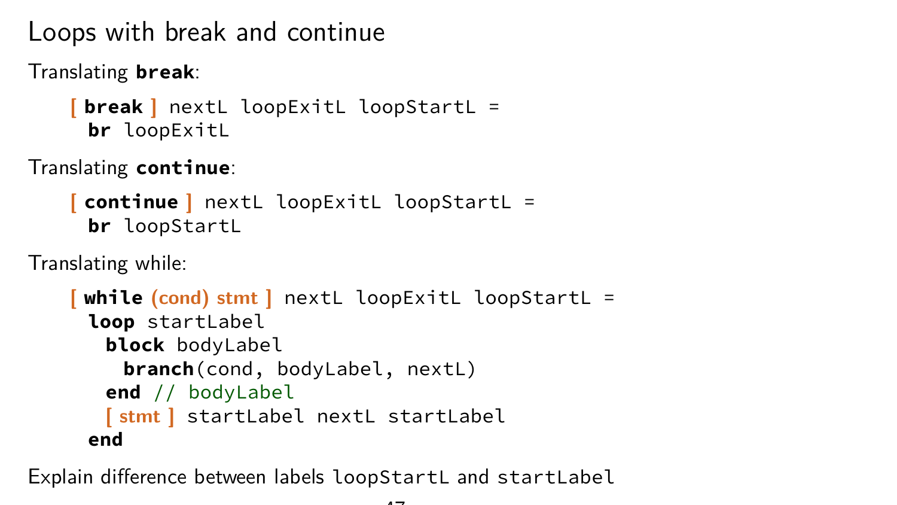# Loops with break and continue

Translating **break**:

```
[ break ] nextL loopExitL loopStartL =
  br loopExitL
```

Translating **continue**:

```
[ continue ] nextL loopExitL loopStartL =
  br loopStartL
```

Translating while:

```
[ while (cond) stmt ] nextL loopExitL loopStartL =
  loop startLabel
    block bodyLabel
      branch(cond, bodyLabel, nextL)
    end // bodyLabel
    [ stmt ] startLabel nextL startLabel
  end
```

Explain difference between labels `loopStartL` and `startLabel`